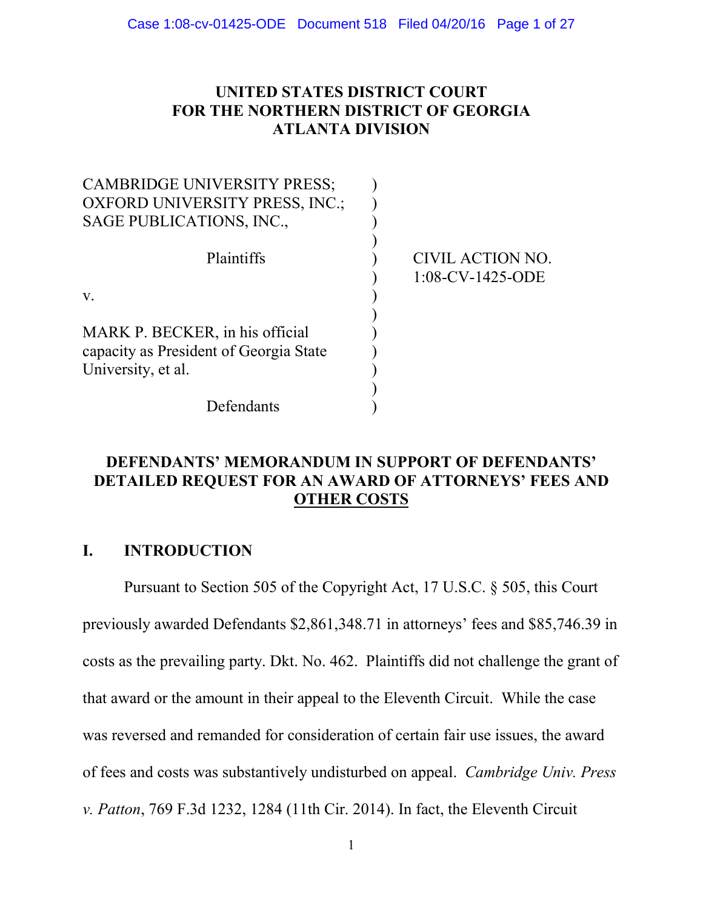**UNITED STATES DISTRICT COURT**
**FOR THE NORTHERN DISTRICT OF GEORGIA**
**ATLANTA DIVISION**

| | | |
|---|---|---|
| CAMBRIDGE UNIVERSITY PRESS; OXFORD UNIVERSITY PRESS, INC.; SAGE PUBLICATIONS, INC., | ) | |
| Plaintiffs | ) | CIVIL ACTION NO. 1:08-CV-1425-ODE |
| v. | ) | |
| MARK P. BECKER, in his official capacity as President of Georgia State University, et al. | ) | |
| Defendants | ) | |

**DEFENDANTS' MEMORANDUM IN SUPPORT OF DEFENDANTS' DETAILED REQUEST FOR AN AWARD OF ATTORNEYS' FEES AND OTHER COSTS**

## I. INTRODUCTION

Pursuant to Section 505 of the Copyright Act, 17 U.S.C. § 505, this Court previously awarded Defendants $2,861,348.71 in attorneys' fees and $85,746.39 in costs as the prevailing party. Dkt. No. 462. Plaintiffs did not challenge the grant of that award or the amount in their appeal to the Eleventh Circuit. While the case was reversed and remanded for consideration of certain fair use issues, the award of fees and costs was substantively undisturbed on appeal. *Cambridge Univ. Press v. Patton*, 769 F.3d 1232, 1284 (11th Cir. 2014). In fact, the Eleventh Circuit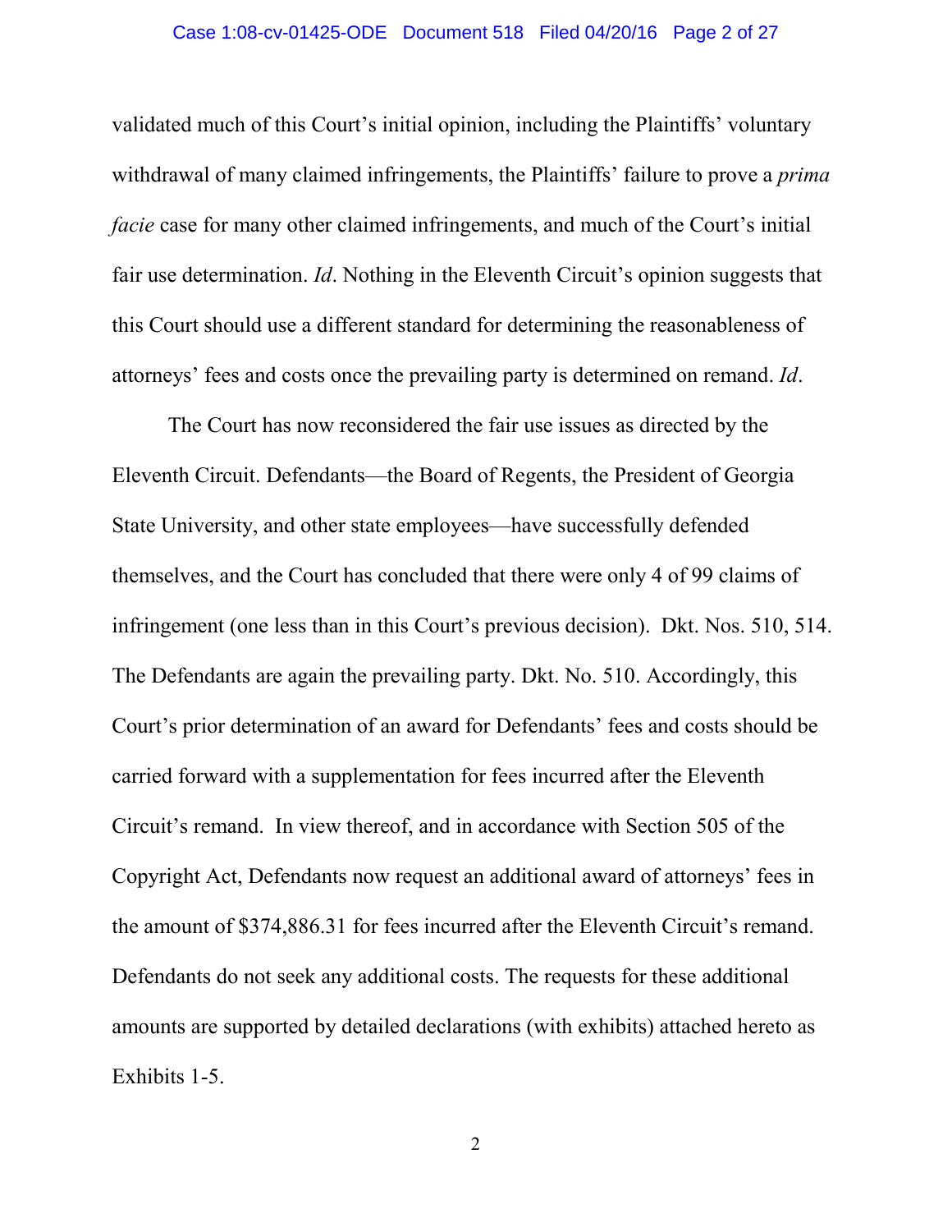validated much of this Court's initial opinion, including the Plaintiffs' voluntary withdrawal of many claimed infringements, the Plaintiffs' failure to prove a *prima facie* case for many other claimed infringements, and much of the Court's initial fair use determination. *Id*. Nothing in the Eleventh Circuit's opinion suggests that this Court should use a different standard for determining the reasonableness of attorneys' fees and costs once the prevailing party is determined on remand. *Id*.

The Court has now reconsidered the fair use issues as directed by the Eleventh Circuit. Defendants—the Board of Regents, the President of Georgia State University, and other state employees—have successfully defended themselves, and the Court has concluded that there were only 4 of 99 claims of infringement (one less than in this Court's previous decision). Dkt. Nos. 510, 514. The Defendants are again the prevailing party. Dkt. No. 510. Accordingly, this Court's prior determination of an award for Defendants' fees and costs should be carried forward with a supplementation for fees incurred after the Eleventh Circuit's remand. In view thereof, and in accordance with Section 505 of the Copyright Act, Defendants now request an additional award of attorneys' fees in the amount of $374,886.31 for fees incurred after the Eleventh Circuit's remand. Defendants do not seek any additional costs. The requests for these additional amounts are supported by detailed declarations (with exhibits) attached hereto as Exhibits 1-5.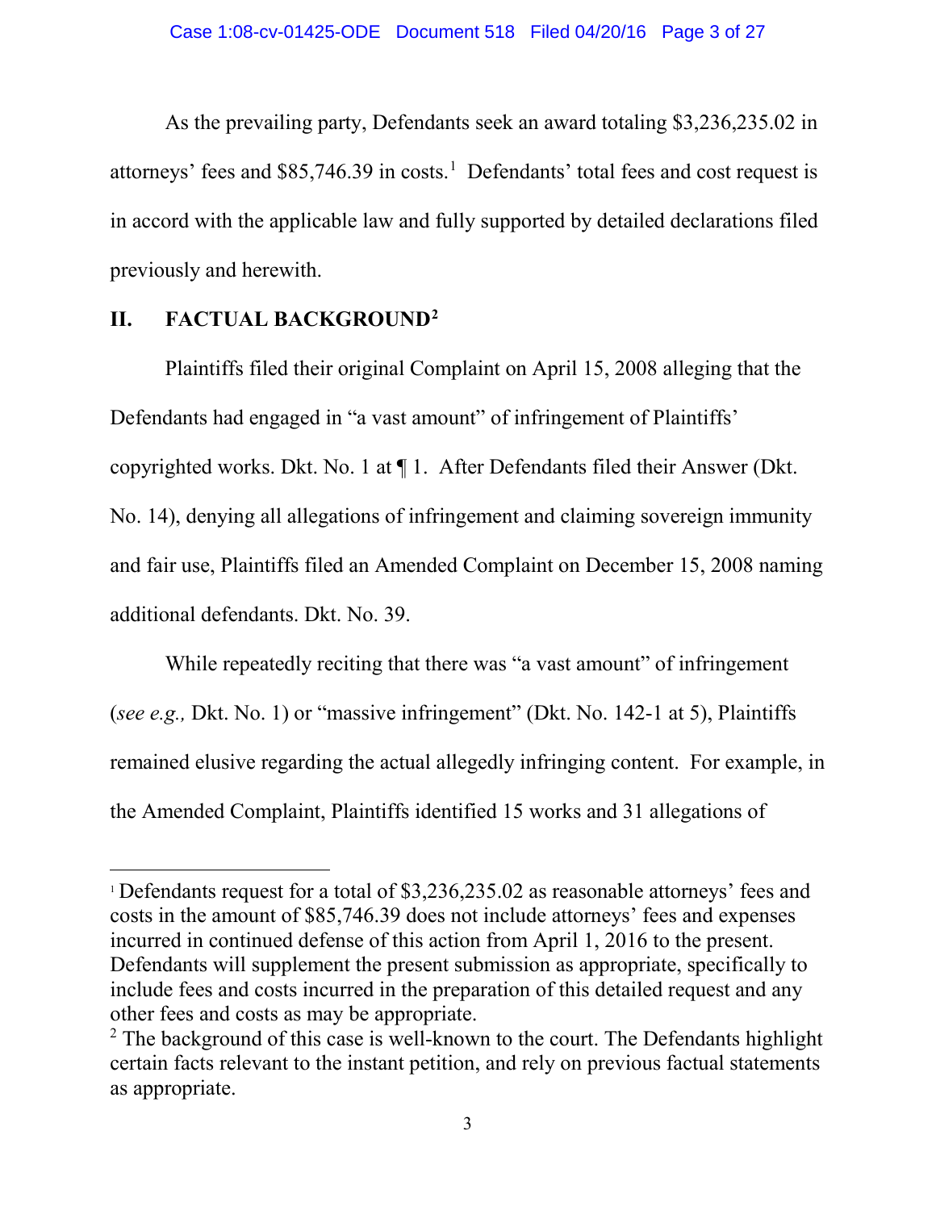As the prevailing party, Defendants seek an award totaling $3,236,235.02 in attorneys' fees and $85,746.39 in costs.[1] Defendants' total fees and cost request is in accord with the applicable law and fully supported by detailed declarations filed previously and herewith.

## II. FACTUAL BACKGROUND[2]

Plaintiffs filed their original Complaint on April 15, 2008 alleging that the Defendants had engaged in "a vast amount" of infringement of Plaintiffs' copyrighted works. Dkt. No. 1 at ¶ 1. After Defendants filed their Answer (Dkt. No. 14), denying all allegations of infringement and claiming sovereign immunity and fair use, Plaintiffs filed an Amended Complaint on December 15, 2008 naming additional defendants. Dkt. No. 39.

While repeatedly reciting that there was "a vast amount" of infringement (*see e.g.,* Dkt. No. 1) or "massive infringement" (Dkt. No. 142-1 at 5), Plaintiffs remained elusive regarding the actual allegedly infringing content. For example, in the Amended Complaint, Plaintiffs identified 15 works and 31 allegations of

---

[1] Defendants request for a total of $3,236,235.02 as reasonable attorneys' fees and costs in the amount of $85,746.39 does not include attorneys' fees and expenses incurred in continued defense of this action from April 1, 2016 to the present. Defendants will supplement the present submission as appropriate, specifically to include fees and costs incurred in the preparation of this detailed request and any other fees and costs as may be appropriate.

[2] The background of this case is well-known to the court. The Defendants highlight certain facts relevant to the instant petition, and rely on previous factual statements as appropriate.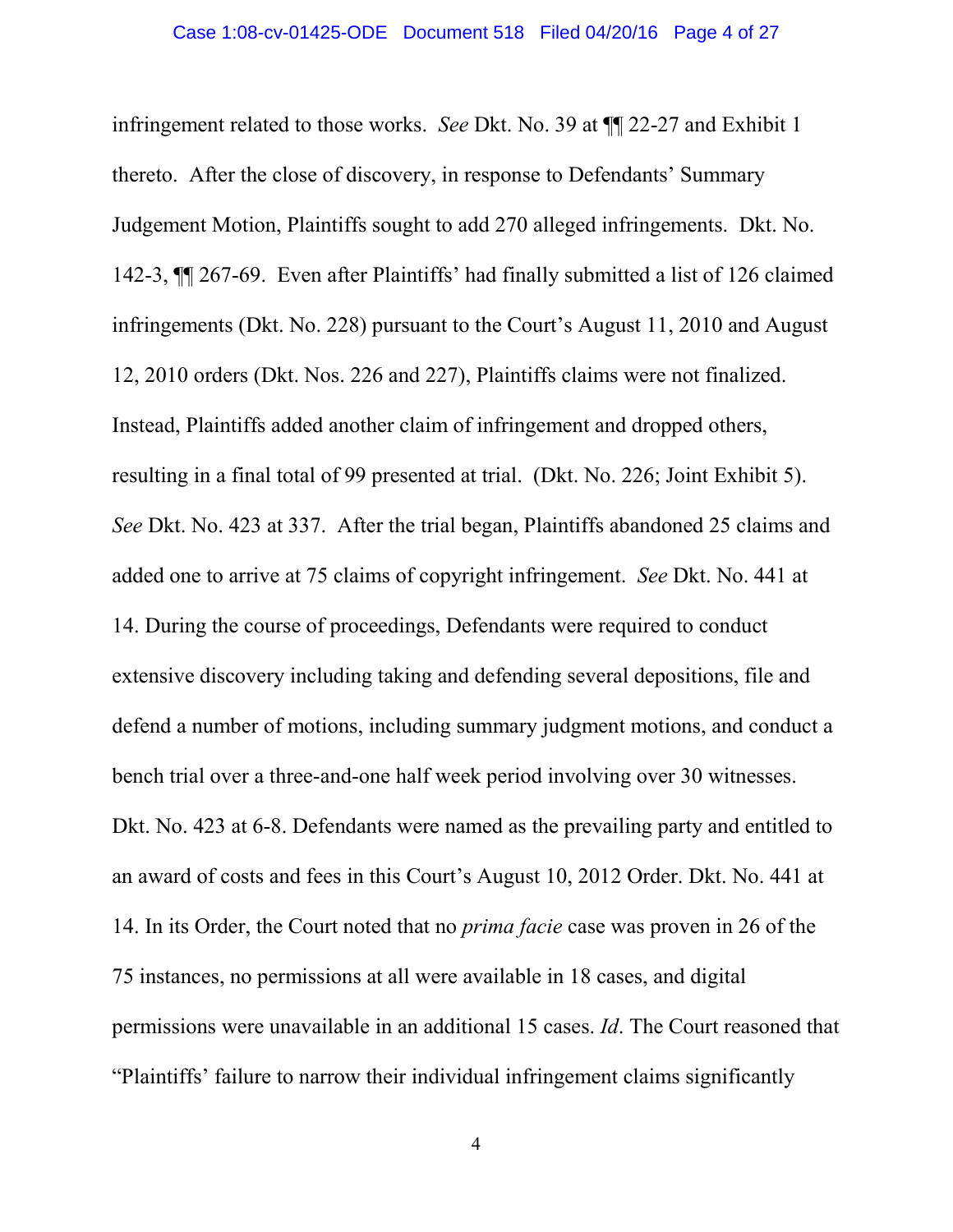infringement related to those works. *See* Dkt. No. 39 at ¶¶ 22-27 and Exhibit 1 thereto. After the close of discovery, in response to Defendants' Summary Judgement Motion, Plaintiffs sought to add 270 alleged infringements. Dkt. No. 142-3, ¶¶ 267-69. Even after Plaintiffs' had finally submitted a list of 126 claimed infringements (Dkt. No. 228) pursuant to the Court's August 11, 2010 and August 12, 2010 orders (Dkt. Nos. 226 and 227), Plaintiffs claims were not finalized. Instead, Plaintiffs added another claim of infringement and dropped others, resulting in a final total of 99 presented at trial. (Dkt. No. 226; Joint Exhibit 5). *See* Dkt. No. 423 at 337. After the trial began, Plaintiffs abandoned 25 claims and added one to arrive at 75 claims of copyright infringement. *See* Dkt. No. 441 at 14. During the course of proceedings, Defendants were required to conduct extensive discovery including taking and defending several depositions, file and defend a number of motions, including summary judgment motions, and conduct a bench trial over a three-and-one half week period involving over 30 witnesses. Dkt. No. 423 at 6-8. Defendants were named as the prevailing party and entitled to an award of costs and fees in this Court's August 10, 2012 Order. Dkt. No. 441 at 14. In its Order, the Court noted that no *prima facie* case was proven in 26 of the 75 instances, no permissions at all were available in 18 cases, and digital permissions were unavailable in an additional 15 cases. *Id*. The Court reasoned that "Plaintiffs' failure to narrow their individual infringement claims significantly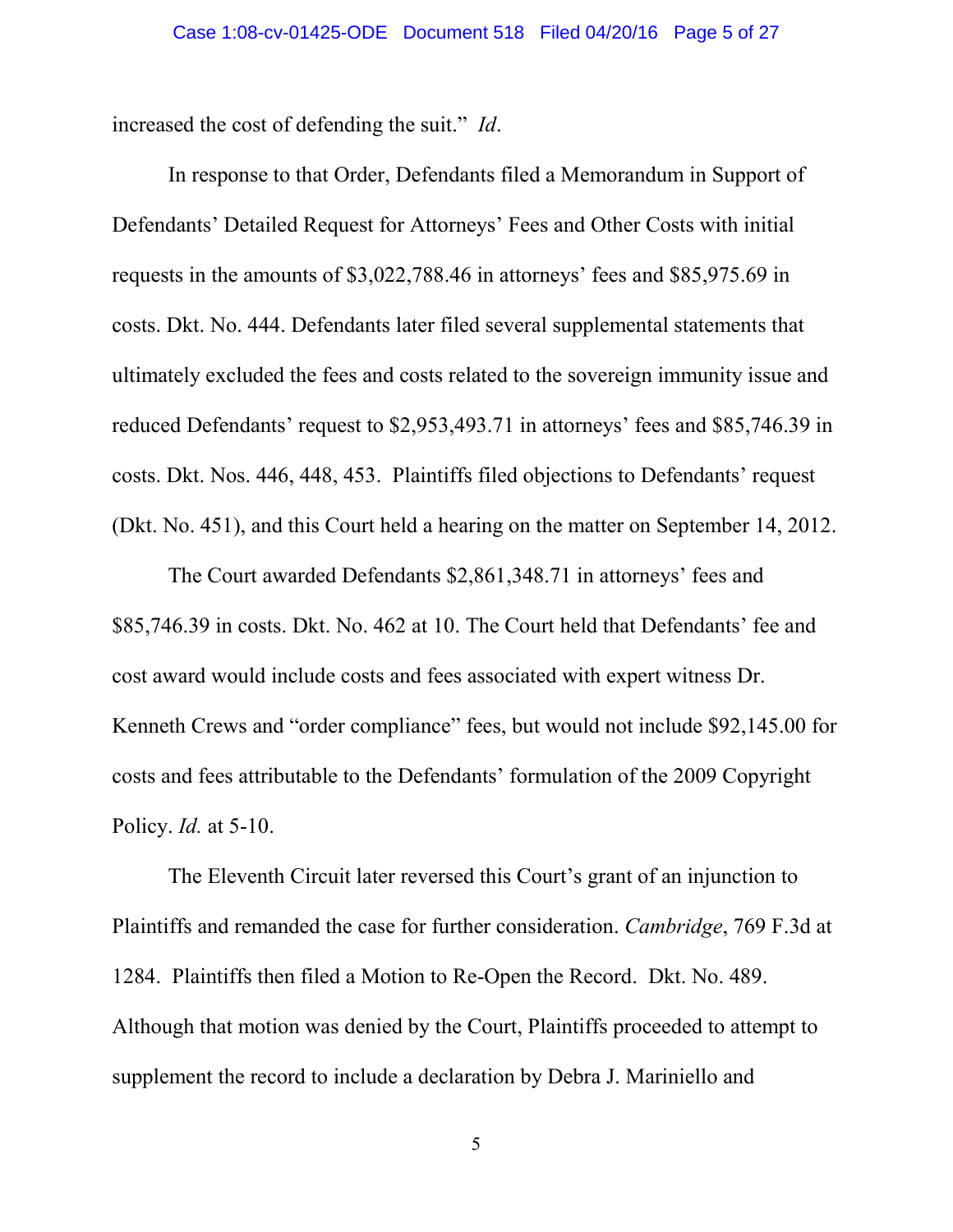increased the cost of defending the suit." *Id*.

In response to that Order, Defendants filed a Memorandum in Support of Defendants' Detailed Request for Attorneys' Fees and Other Costs with initial requests in the amounts of $3,022,788.46 in attorneys' fees and $85,975.69 in costs. Dkt. No. 444. Defendants later filed several supplemental statements that ultimately excluded the fees and costs related to the sovereign immunity issue and reduced Defendants' request to $2,953,493.71 in attorneys' fees and $85,746.39 in costs. Dkt. Nos. 446, 448, 453. Plaintiffs filed objections to Defendants' request (Dkt. No. 451), and this Court held a hearing on the matter on September 14, 2012.

The Court awarded Defendants $2,861,348.71 in attorneys' fees and $85,746.39 in costs. Dkt. No. 462 at 10. The Court held that Defendants' fee and cost award would include costs and fees associated with expert witness Dr. Kenneth Crews and "order compliance" fees, but would not include $92,145.00 for costs and fees attributable to the Defendants' formulation of the 2009 Copyright Policy. *Id.* at 5-10.

The Eleventh Circuit later reversed this Court's grant of an injunction to Plaintiffs and remanded the case for further consideration. *Cambridge*, 769 F.3d at 1284. Plaintiffs then filed a Motion to Re-Open the Record. Dkt. No. 489. Although that motion was denied by the Court, Plaintiffs proceeded to attempt to supplement the record to include a declaration by Debra J. Mariniello and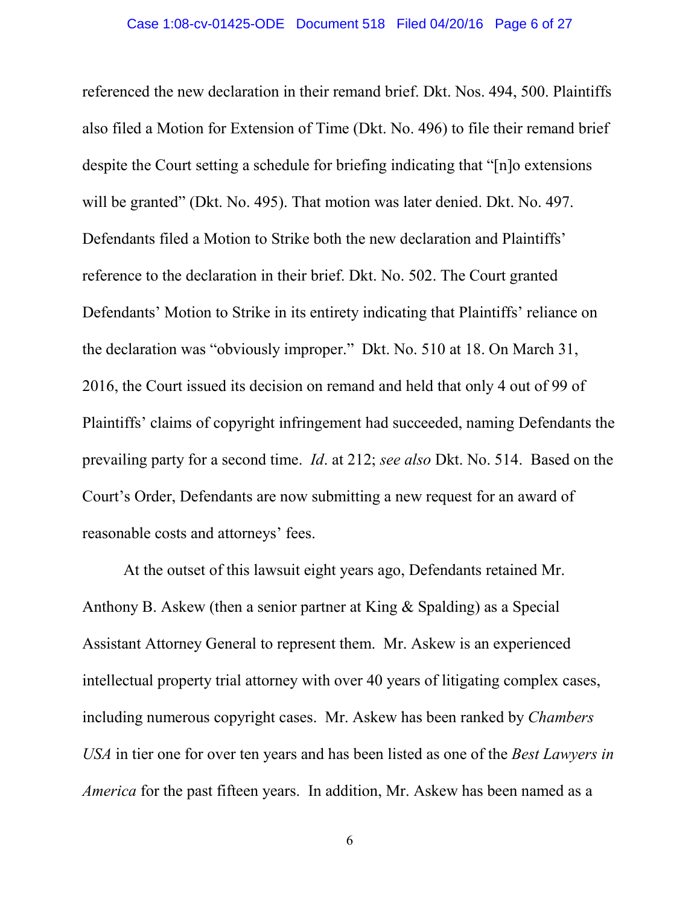referenced the new declaration in their remand brief. Dkt. Nos. 494, 500. Plaintiffs also filed a Motion for Extension of Time (Dkt. No. 496) to file their remand brief despite the Court setting a schedule for briefing indicating that "[n]o extensions will be granted" (Dkt. No. 495). That motion was later denied. Dkt. No. 497. Defendants filed a Motion to Strike both the new declaration and Plaintiffs' reference to the declaration in their brief. Dkt. No. 502. The Court granted Defendants' Motion to Strike in its entirety indicating that Plaintiffs' reliance on the declaration was "obviously improper." Dkt. No. 510 at 18. On March 31, 2016, the Court issued its decision on remand and held that only 4 out of 99 of Plaintiffs' claims of copyright infringement had succeeded, naming Defendants the prevailing party for a second time. *Id*. at 212; *see also* Dkt. No. 514. Based on the Court's Order, Defendants are now submitting a new request for an award of reasonable costs and attorneys' fees.

At the outset of this lawsuit eight years ago, Defendants retained Mr. Anthony B. Askew (then a senior partner at King & Spalding) as a Special Assistant Attorney General to represent them. Mr. Askew is an experienced intellectual property trial attorney with over 40 years of litigating complex cases, including numerous copyright cases. Mr. Askew has been ranked by *Chambers USA* in tier one for over ten years and has been listed as one of the *Best Lawyers in America* for the past fifteen years. In addition, Mr. Askew has been named as a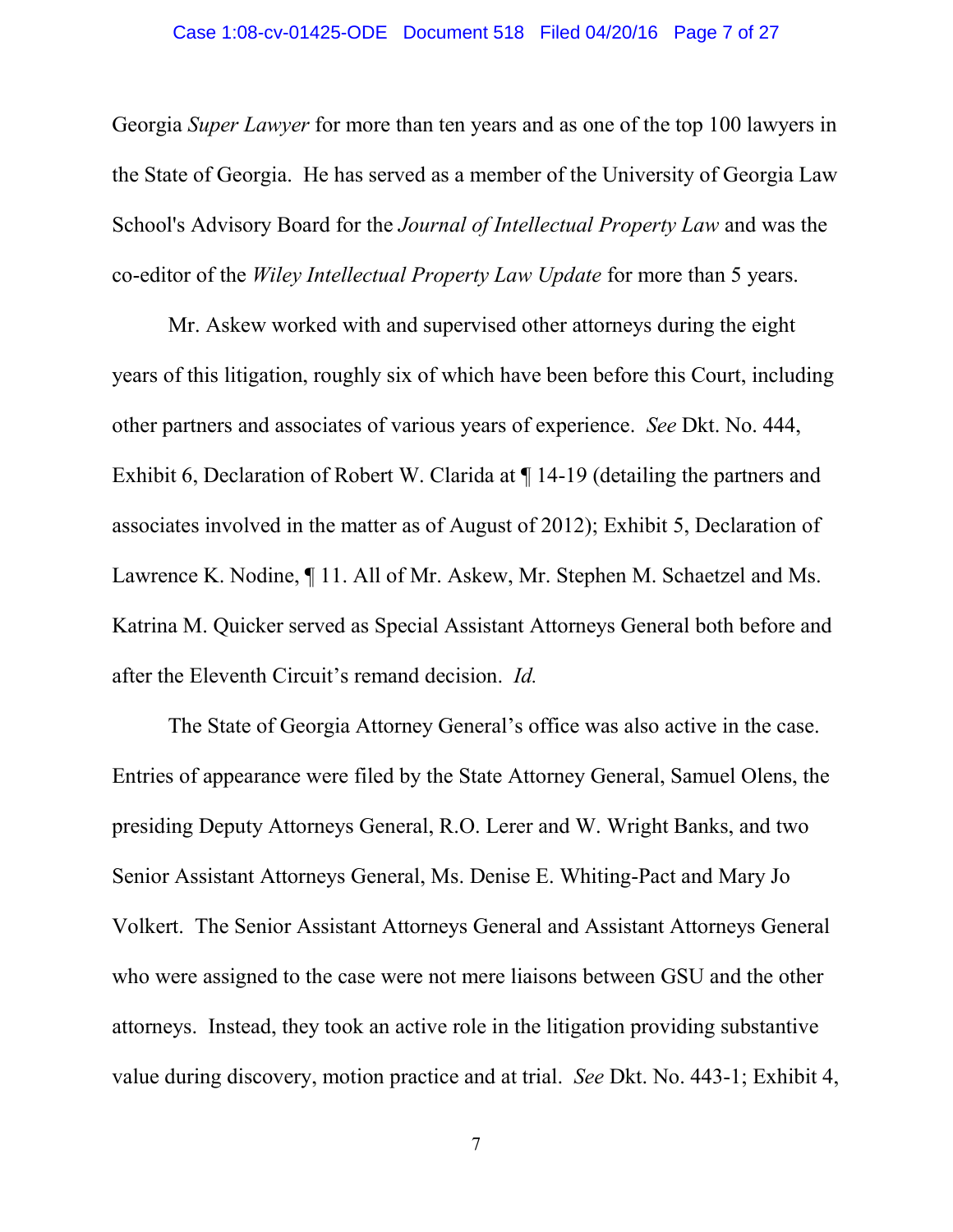Georgia *Super Lawyer* for more than ten years and as one of the top 100 lawyers in the State of Georgia. He has served as a member of the University of Georgia Law School's Advisory Board for the *Journal of Intellectual Property Law* and was the co-editor of the *Wiley Intellectual Property Law Update* for more than 5 years.

Mr. Askew worked with and supervised other attorneys during the eight years of this litigation, roughly six of which have been before this Court, including other partners and associates of various years of experience. *See* Dkt. No. 444, Exhibit 6, Declaration of Robert W. Clarida at ¶ 14-19 (detailing the partners and associates involved in the matter as of August of 2012); Exhibit 5, Declaration of Lawrence K. Nodine, ¶ 11. All of Mr. Askew, Mr. Stephen M. Schaetzel and Ms. Katrina M. Quicker served as Special Assistant Attorneys General both before and after the Eleventh Circuit's remand decision. *Id.*

The State of Georgia Attorney General's office was also active in the case. Entries of appearance were filed by the State Attorney General, Samuel Olens, the presiding Deputy Attorneys General, R.O. Lerer and W. Wright Banks, and two Senior Assistant Attorneys General, Ms. Denise E. Whiting-Pact and Mary Jo Volkert. The Senior Assistant Attorneys General and Assistant Attorneys General who were assigned to the case were not mere liaisons between GSU and the other attorneys. Instead, they took an active role in the litigation providing substantive value during discovery, motion practice and at trial. *See* Dkt. No. 443-1; Exhibit 4,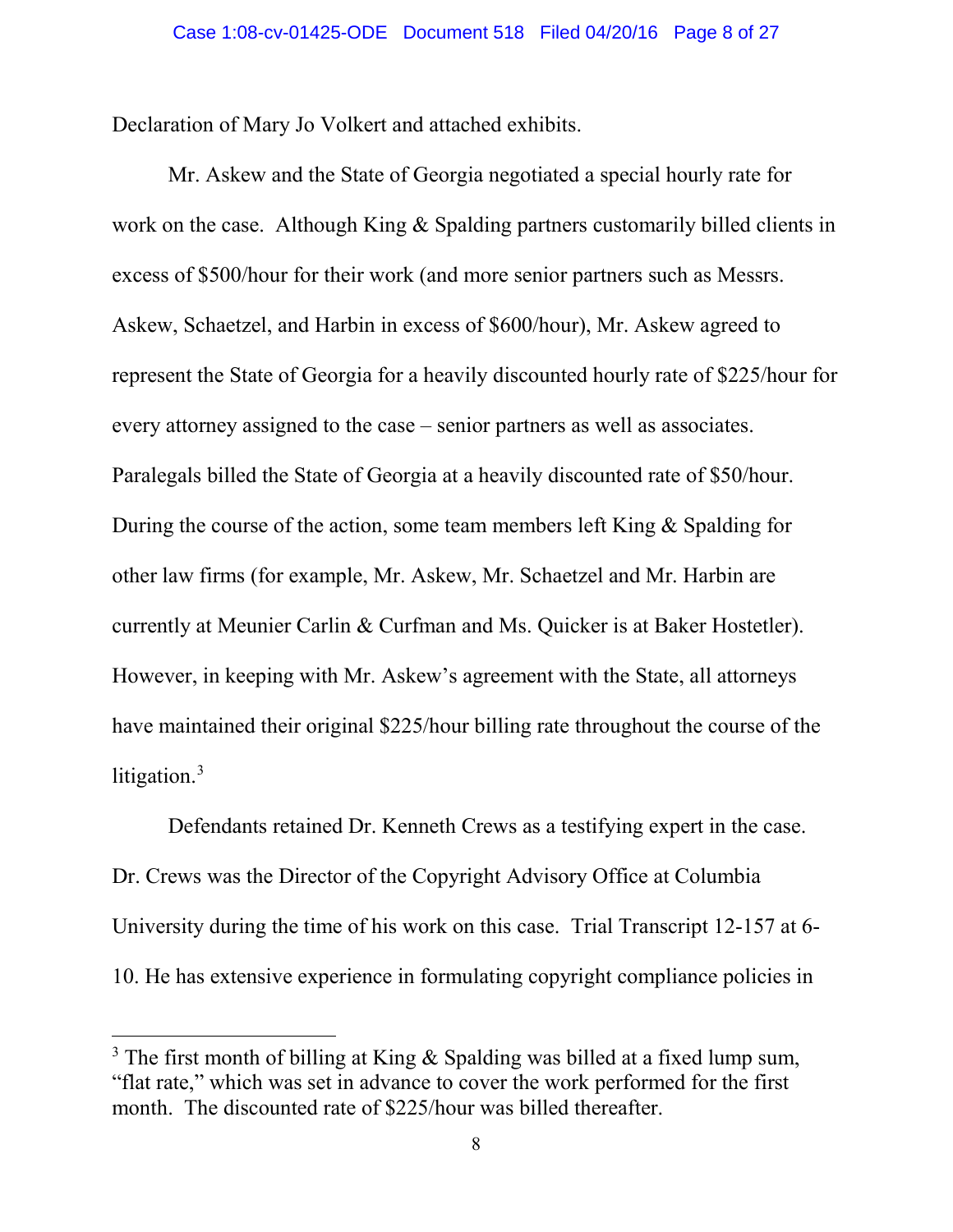Declaration of Mary Jo Volkert and attached exhibits.

Mr. Askew and the State of Georgia negotiated a special hourly rate for work on the case. Although King & Spalding partners customarily billed clients in excess of $500/hour for their work (and more senior partners such as Messrs. Askew, Schaetzel, and Harbin in excess of $600/hour), Mr. Askew agreed to represent the State of Georgia for a heavily discounted hourly rate of $225/hour for every attorney assigned to the case – senior partners as well as associates. Paralegals billed the State of Georgia at a heavily discounted rate of $50/hour. During the course of the action, some team members left King & Spalding for other law firms (for example, Mr. Askew, Mr. Schaetzel and Mr. Harbin are currently at Meunier Carlin & Curfman and Ms. Quicker is at Baker Hostetler). However, in keeping with Mr. Askew's agreement with the State, all attorneys have maintained their original $225/hour billing rate throughout the course of the litigation.[3]

Defendants retained Dr. Kenneth Crews as a testifying expert in the case. Dr. Crews was the Director of the Copyright Advisory Office at Columbia University during the time of his work on this case. Trial Transcript 12-157 at 6-10. He has extensive experience in formulating copyright compliance policies in

[3] The first month of billing at King & Spalding was billed at a fixed lump sum, "flat rate," which was set in advance to cover the work performed for the first month. The discounted rate of $225/hour was billed thereafter.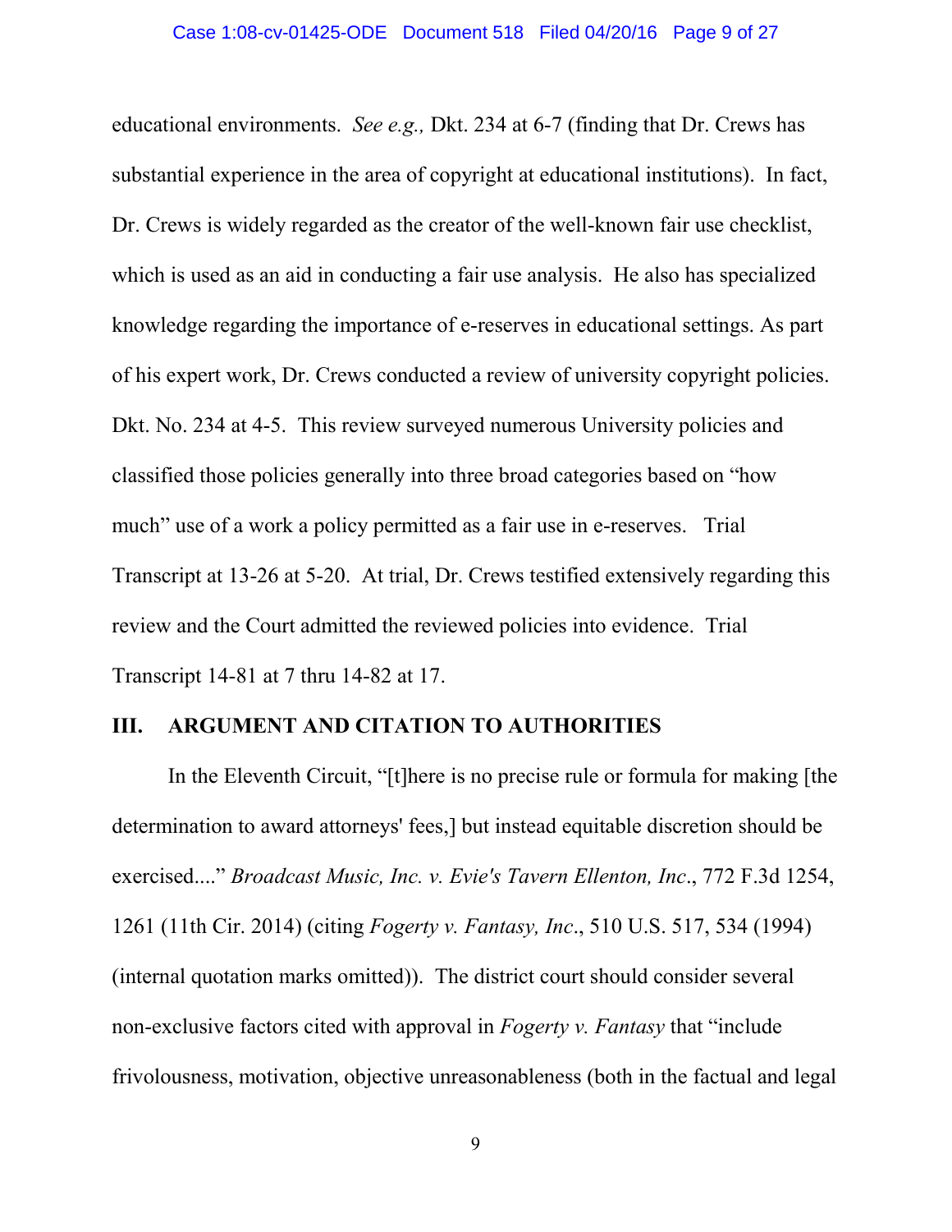educational environments. *See e.g.,* Dkt. 234 at 6-7 (finding that Dr. Crews has substantial experience in the area of copyright at educational institutions). In fact, Dr. Crews is widely regarded as the creator of the well-known fair use checklist, which is used as an aid in conducting a fair use analysis. He also has specialized knowledge regarding the importance of e-reserves in educational settings. As part of his expert work, Dr. Crews conducted a review of university copyright policies. Dkt. No. 234 at 4-5. This review surveyed numerous University policies and classified those policies generally into three broad categories based on "how much" use of a work a policy permitted as a fair use in e-reserves. Trial Transcript at 13-26 at 5-20. At trial, Dr. Crews testified extensively regarding this review and the Court admitted the reviewed policies into evidence. Trial Transcript 14-81 at 7 thru 14-82 at 17.

## III. ARGUMENT AND CITATION TO AUTHORITIES

In the Eleventh Circuit, "[t]here is no precise rule or formula for making [the determination to award attorneys' fees,] but instead equitable discretion should be exercised...." *Broadcast Music, Inc. v. Evie's Tavern Ellenton, Inc.*, 772 F.3d 1254, 1261 (11th Cir. 2014) (citing *Fogerty v. Fantasy, Inc.*, 510 U.S. 517, 534 (1994) (internal quotation marks omitted)). The district court should consider several non-exclusive factors cited with approval in *Fogerty v. Fantasy* that "include frivolousness, motivation, objective unreasonableness (both in the factual and legal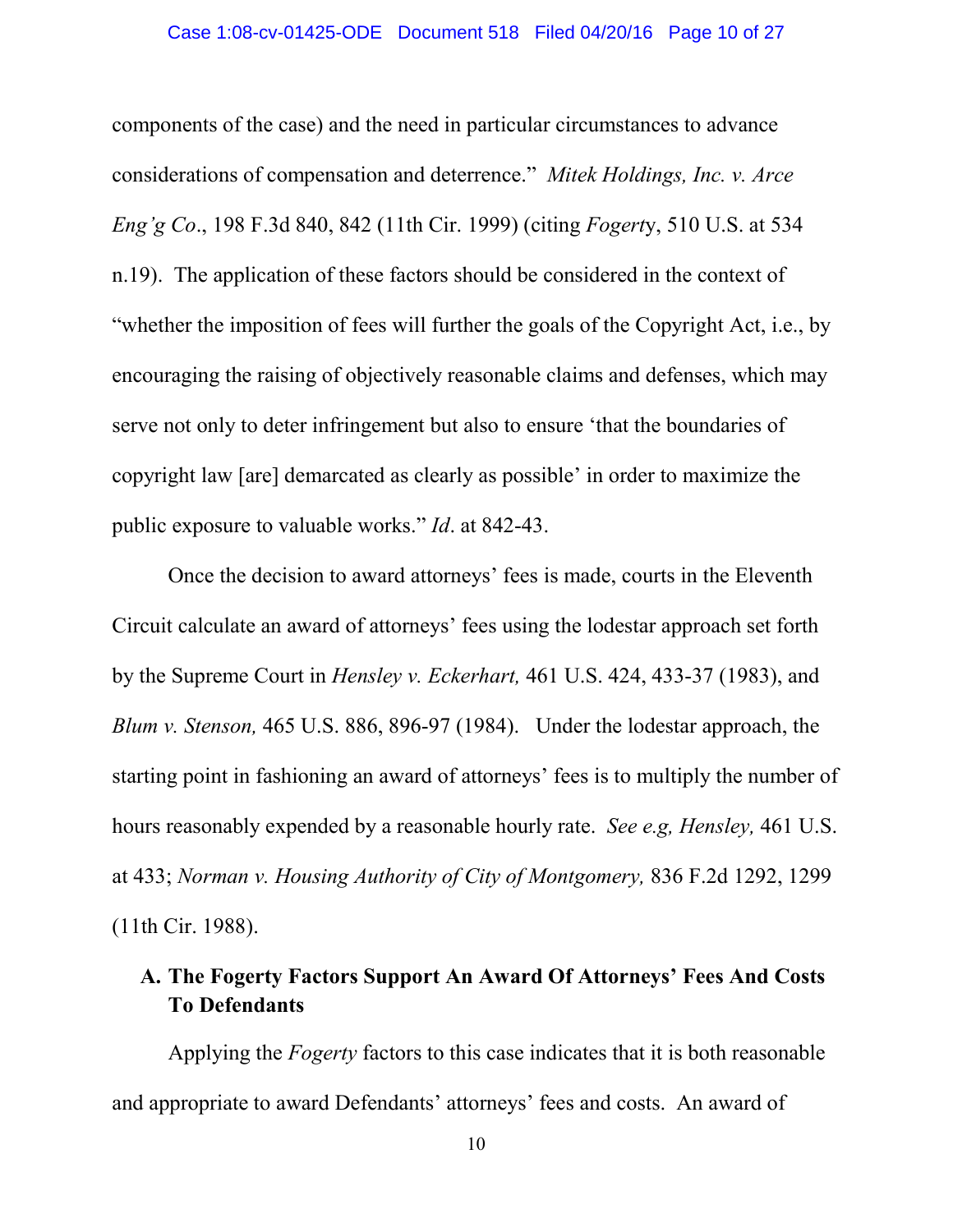components of the case) and the need in particular circumstances to advance considerations of compensation and deterrence." *Mitek Holdings, Inc. v. Arce Eng'g Co*., 198 F.3d 840, 842 (11th Cir. 1999) (citing *Fogert*y, 510 U.S. at 534 n.19). The application of these factors should be considered in the context of "whether the imposition of fees will further the goals of the Copyright Act, i.e., by encouraging the raising of objectively reasonable claims and defenses, which may serve not only to deter infringement but also to ensure 'that the boundaries of copyright law [are] demarcated as clearly as possible' in order to maximize the public exposure to valuable works." *Id*. at 842-43.

Once the decision to award attorneys' fees is made, courts in the Eleventh Circuit calculate an award of attorneys' fees using the lodestar approach set forth by the Supreme Court in *Hensley v. Eckerhart,* 461 U.S. 424, 433-37 (1983), and *Blum v. Stenson,* 465 U.S. 886, 896-97 (1984). Under the lodestar approach, the starting point in fashioning an award of attorneys' fees is to multiply the number of hours reasonably expended by a reasonable hourly rate. *See e.g, Hensley,* 461 U.S. at 433; *Norman v. Housing Authority of City of Montgomery,* 836 F.2d 1292, 1299 (11th Cir. 1988).

### A. The Fogerty Factors Support An Award Of Attorneys' Fees And Costs To Defendants

Applying the *Fogerty* factors to this case indicates that it is both reasonable and appropriate to award Defendants' attorneys' fees and costs. An award of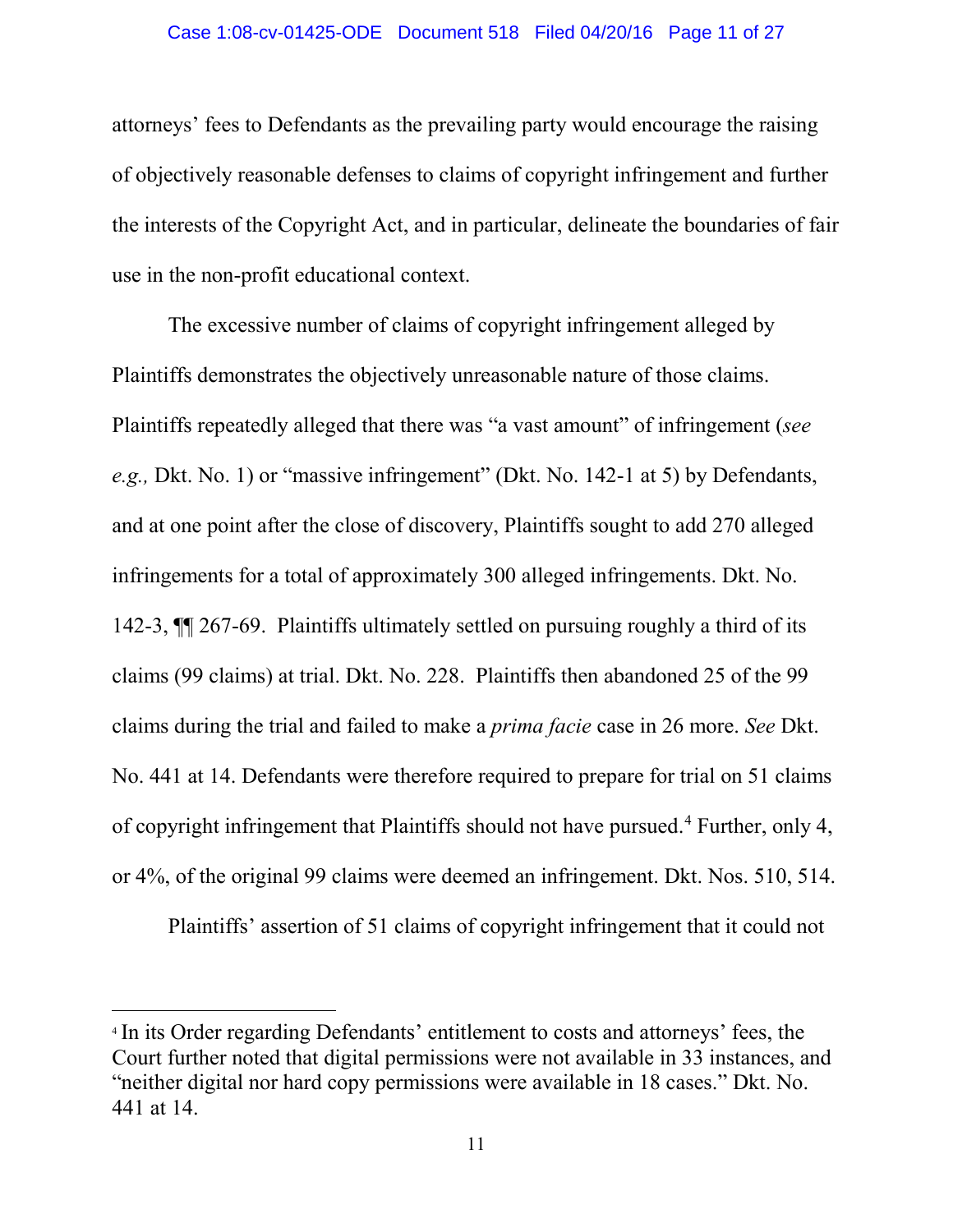attorneys' fees to Defendants as the prevailing party would encourage the raising of objectively reasonable defenses to claims of copyright infringement and further the interests of the Copyright Act, and in particular, delineate the boundaries of fair use in the non-profit educational context.

The excessive number of claims of copyright infringement alleged by Plaintiffs demonstrates the objectively unreasonable nature of those claims. Plaintiffs repeatedly alleged that there was "a vast amount" of infringement (*see e.g.,* Dkt. No. 1) or "massive infringement" (Dkt. No. 142-1 at 5) by Defendants, and at one point after the close of discovery, Plaintiffs sought to add 270 alleged infringements for a total of approximately 300 alleged infringements. Dkt. No. 142-3, ¶¶ 267-69. Plaintiffs ultimately settled on pursuing roughly a third of its claims (99 claims) at trial. Dkt. No. 228. Plaintiffs then abandoned 25 of the 99 claims during the trial and failed to make a *prima facie* case in 26 more. *See* Dkt. No. 441 at 14. Defendants were therefore required to prepare for trial on 51 claims of copyright infringement that Plaintiffs should not have pursued.[4] Further, only 4, or 4%, of the original 99 claims were deemed an infringement. Dkt. Nos. 510, 514.

Plaintiffs' assertion of 51 claims of copyright infringement that it could not

---

[4] In its Order regarding Defendants' entitlement to costs and attorneys' fees, the Court further noted that digital permissions were not available in 33 instances, and "neither digital nor hard copy permissions were available in 18 cases." Dkt. No. 441 at 14.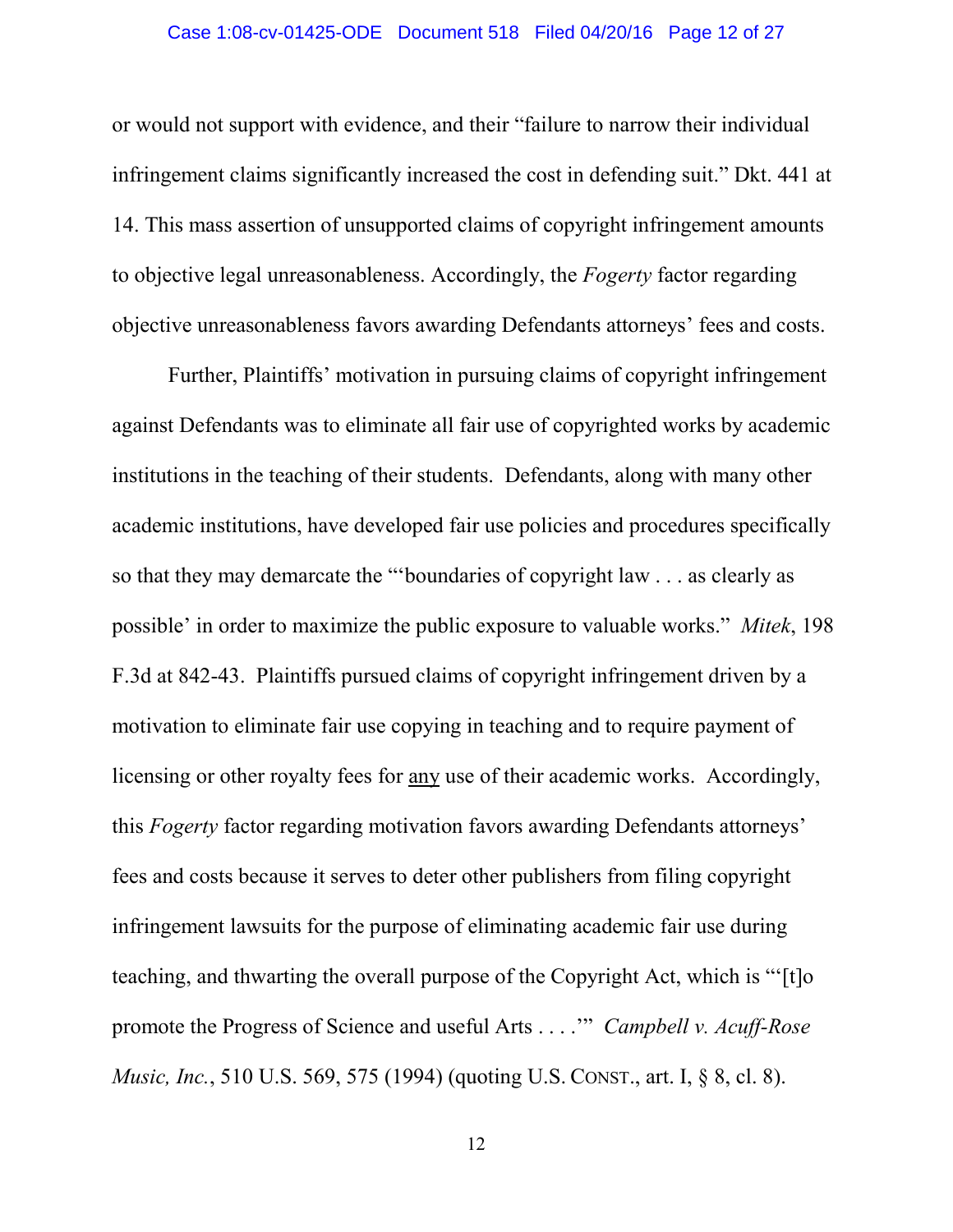or would not support with evidence, and their "failure to narrow their individual infringement claims significantly increased the cost in defending suit." Dkt. 441 at 14. This mass assertion of unsupported claims of copyright infringement amounts to objective legal unreasonableness. Accordingly, the *Fogerty* factor regarding objective unreasonableness favors awarding Defendants attorneys' fees and costs.

Further, Plaintiffs' motivation in pursuing claims of copyright infringement against Defendants was to eliminate all fair use of copyrighted works by academic institutions in the teaching of their students. Defendants, along with many other academic institutions, have developed fair use policies and procedures specifically so that they may demarcate the "'boundaries of copyright law . . . as clearly as possible' in order to maximize the public exposure to valuable works." *Mitek*, 198 F.3d at 842-43. Plaintiffs pursued claims of copyright infringement driven by a motivation to eliminate fair use copying in teaching and to require payment of licensing or other royalty fees for <u>any</u> use of their academic works. Accordingly, this *Fogerty* factor regarding motivation favors awarding Defendants attorneys' fees and costs because it serves to deter other publishers from filing copyright infringement lawsuits for the purpose of eliminating academic fair use during teaching, and thwarting the overall purpose of the Copyright Act, which is "'[t]o promote the Progress of Science and useful Arts . . . .'" *Campbell v. Acuff-Rose Music, Inc.*, 510 U.S. 569, 575 (1994) (quoting U.S. CONST., art. I, § 8, cl. 8).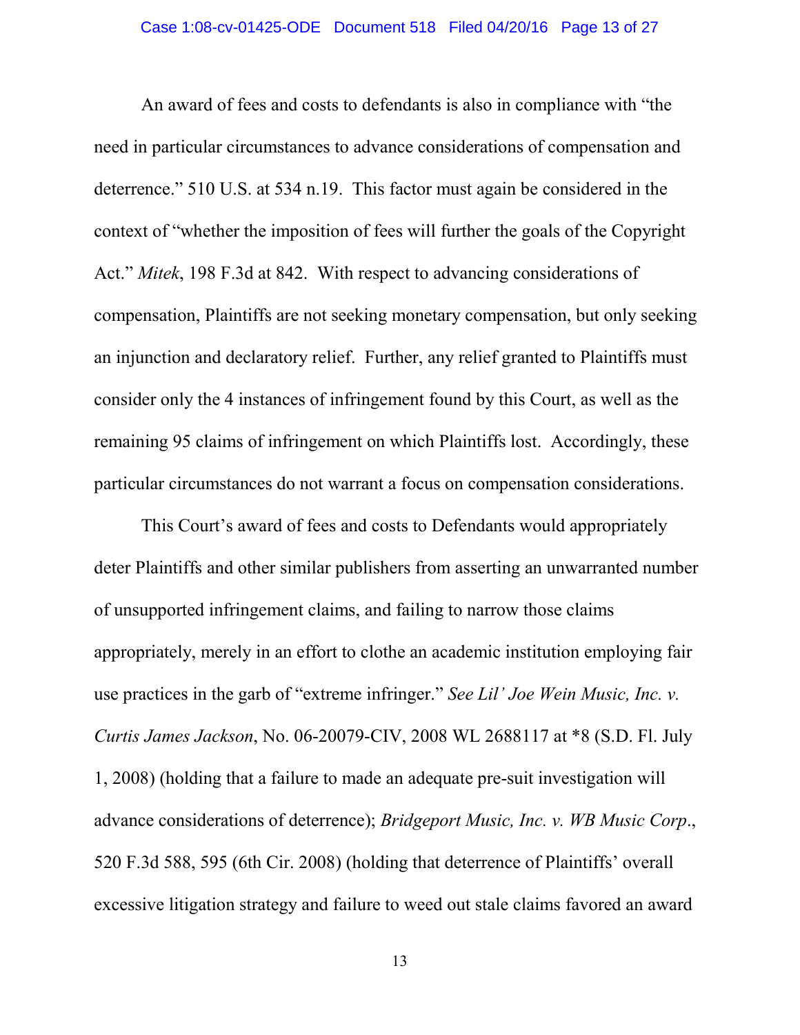An award of fees and costs to defendants is also in compliance with "the need in particular circumstances to advance considerations of compensation and deterrence." 510 U.S. at 534 n.19. This factor must again be considered in the context of "whether the imposition of fees will further the goals of the Copyright Act." *Mitek*, 198 F.3d at 842. With respect to advancing considerations of compensation, Plaintiffs are not seeking monetary compensation, but only seeking an injunction and declaratory relief. Further, any relief granted to Plaintiffs must consider only the 4 instances of infringement found by this Court, as well as the remaining 95 claims of infringement on which Plaintiffs lost. Accordingly, these particular circumstances do not warrant a focus on compensation considerations.

This Court's award of fees and costs to Defendants would appropriately deter Plaintiffs and other similar publishers from asserting an unwarranted number of unsupported infringement claims, and failing to narrow those claims appropriately, merely in an effort to clothe an academic institution employing fair use practices in the garb of "extreme infringer." *See Lil' Joe Wein Music, Inc. v. Curtis James Jackson*, No. 06-20079-CIV, 2008 WL 2688117 at *8 (S.D. Fl. July 1, 2008) (holding that a failure to made an adequate pre-suit investigation will advance considerations of deterrence); *Bridgeport Music, Inc. v. WB Music Corp*., 520 F.3d 588, 595 (6th Cir. 2008) (holding that deterrence of Plaintiffs' overall excessive litigation strategy and failure to weed out stale claims favored an award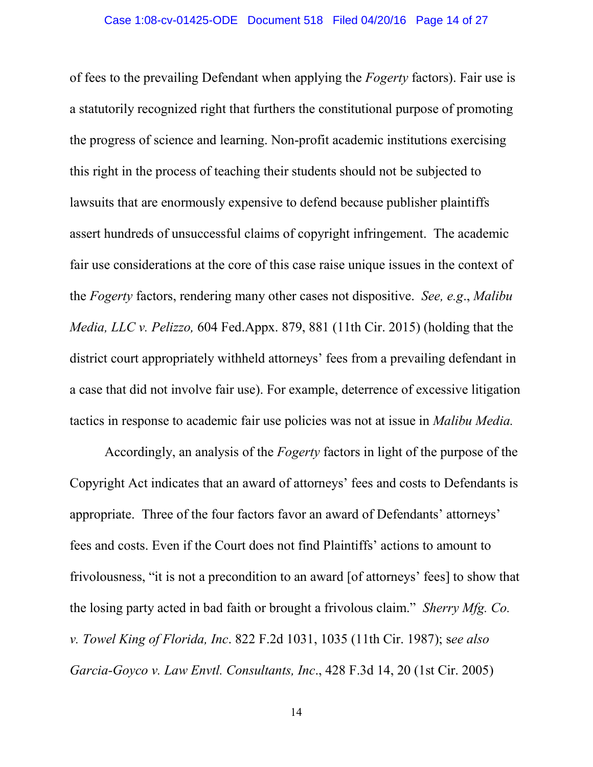of fees to the prevailing Defendant when applying the *Fogerty* factors). Fair use is a statutorily recognized right that furthers the constitutional purpose of promoting the progress of science and learning. Non-profit academic institutions exercising this right in the process of teaching their students should not be subjected to lawsuits that are enormously expensive to defend because publisher plaintiffs assert hundreds of unsuccessful claims of copyright infringement. The academic fair use considerations at the core of this case raise unique issues in the context of the *Fogerty* factors, rendering many other cases not dispositive. *See, e.g*., *Malibu Media, LLC v. Pelizzo,* 604 Fed.Appx. 879, 881 (11th Cir. 2015) (holding that the district court appropriately withheld attorneys' fees from a prevailing defendant in a case that did not involve fair use). For example, deterrence of excessive litigation tactics in response to academic fair use policies was not at issue in *Malibu Media.*

Accordingly, an analysis of the *Fogerty* factors in light of the purpose of the Copyright Act indicates that an award of attorneys' fees and costs to Defendants is appropriate. Three of the four factors favor an award of Defendants' attorneys' fees and costs. Even if the Court does not find Plaintiffs' actions to amount to frivolousness, "it is not a precondition to an award [of attorneys' fees] to show that the losing party acted in bad faith or brought a frivolous claim." *Sherry Mfg. Co. v. Towel King of Florida, Inc*. 822 F.2d 1031, 1035 (11th Cir. 1987); s*ee also Garcia-Goyco v. Law Envtl. Consultants, Inc*., 428 F.3d 14, 20 (1st Cir. 2005)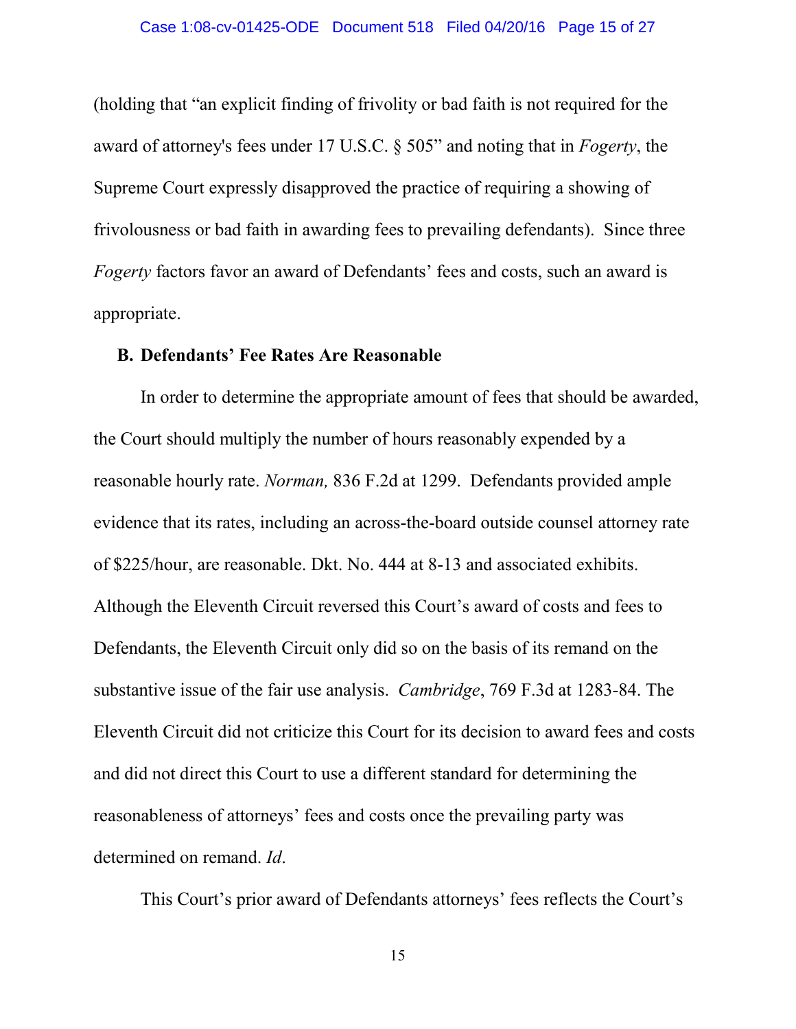(holding that "an explicit finding of frivolity or bad faith is not required for the award of attorney's fees under 17 U.S.C. § 505" and noting that in *Fogerty*, the Supreme Court expressly disapproved the practice of requiring a showing of frivolousness or bad faith in awarding fees to prevailing defendants). Since three *Fogerty* factors favor an award of Defendants' fees and costs, such an award is appropriate.

**B. Defendants' Fee Rates Are Reasonable**

In order to determine the appropriate amount of fees that should be awarded, the Court should multiply the number of hours reasonably expended by a reasonable hourly rate. *Norman,* 836 F.2d at 1299. Defendants provided ample evidence that its rates, including an across-the-board outside counsel attorney rate of $225/hour, are reasonable. Dkt. No. 444 at 8-13 and associated exhibits. Although the Eleventh Circuit reversed this Court's award of costs and fees to Defendants, the Eleventh Circuit only did so on the basis of its remand on the substantive issue of the fair use analysis. *Cambridge*, 769 F.3d at 1283-84. The Eleventh Circuit did not criticize this Court for its decision to award fees and costs and did not direct this Court to use a different standard for determining the reasonableness of attorneys' fees and costs once the prevailing party was determined on remand. *Id*.

This Court's prior award of Defendants attorneys' fees reflects the Court's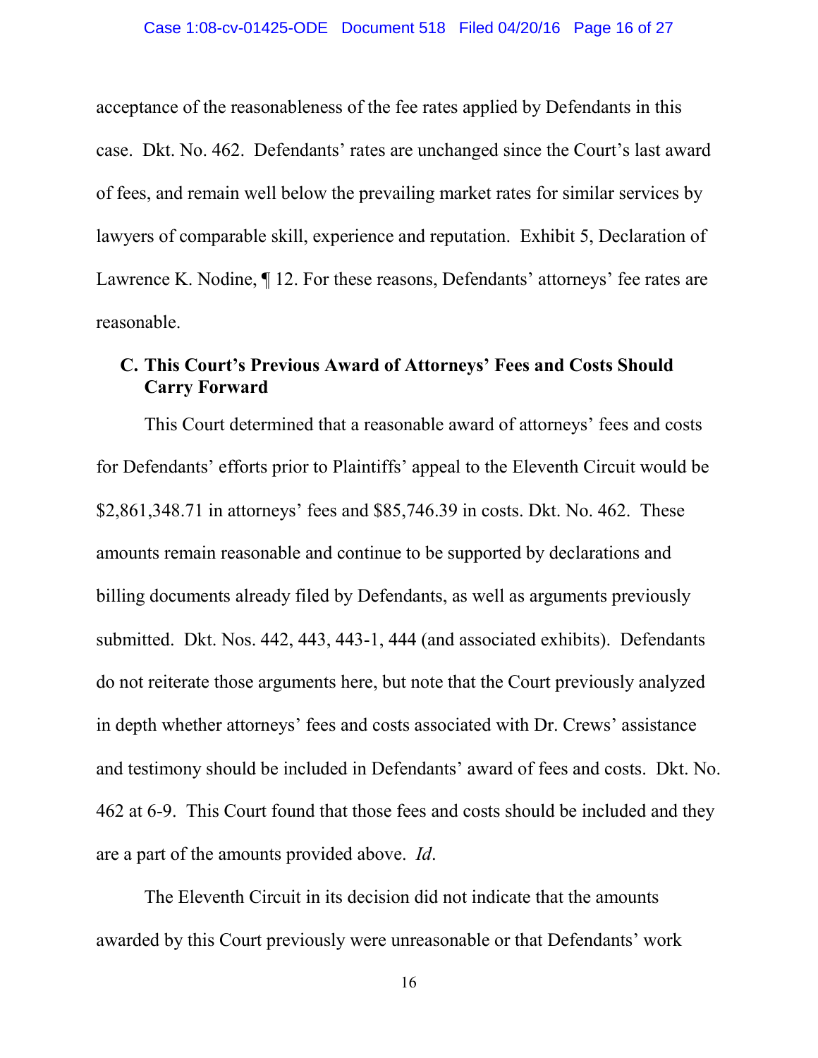acceptance of the reasonableness of the fee rates applied by Defendants in this case. Dkt. No. 462. Defendants' rates are unchanged since the Court's last award of fees, and remain well below the prevailing market rates for similar services by lawyers of comparable skill, experience and reputation. Exhibit 5, Declaration of Lawrence K. Nodine, ¶ 12. For these reasons, Defendants' attorneys' fee rates are reasonable.

### C. This Court's Previous Award of Attorneys' Fees and Costs Should Carry Forward

This Court determined that a reasonable award of attorneys' fees and costs for Defendants' efforts prior to Plaintiffs' appeal to the Eleventh Circuit would be $2,861,348.71 in attorneys' fees and $85,746.39 in costs. Dkt. No. 462. These amounts remain reasonable and continue to be supported by declarations and billing documents already filed by Defendants, as well as arguments previously submitted. Dkt. Nos. 442, 443, 443-1, 444 (and associated exhibits). Defendants do not reiterate those arguments here, but note that the Court previously analyzed in depth whether attorneys' fees and costs associated with Dr. Crews' assistance and testimony should be included in Defendants' award of fees and costs. Dkt. No. 462 at 6-9. This Court found that those fees and costs should be included and they are a part of the amounts provided above. *Id*.

The Eleventh Circuit in its decision did not indicate that the amounts awarded by this Court previously were unreasonable or that Defendants' work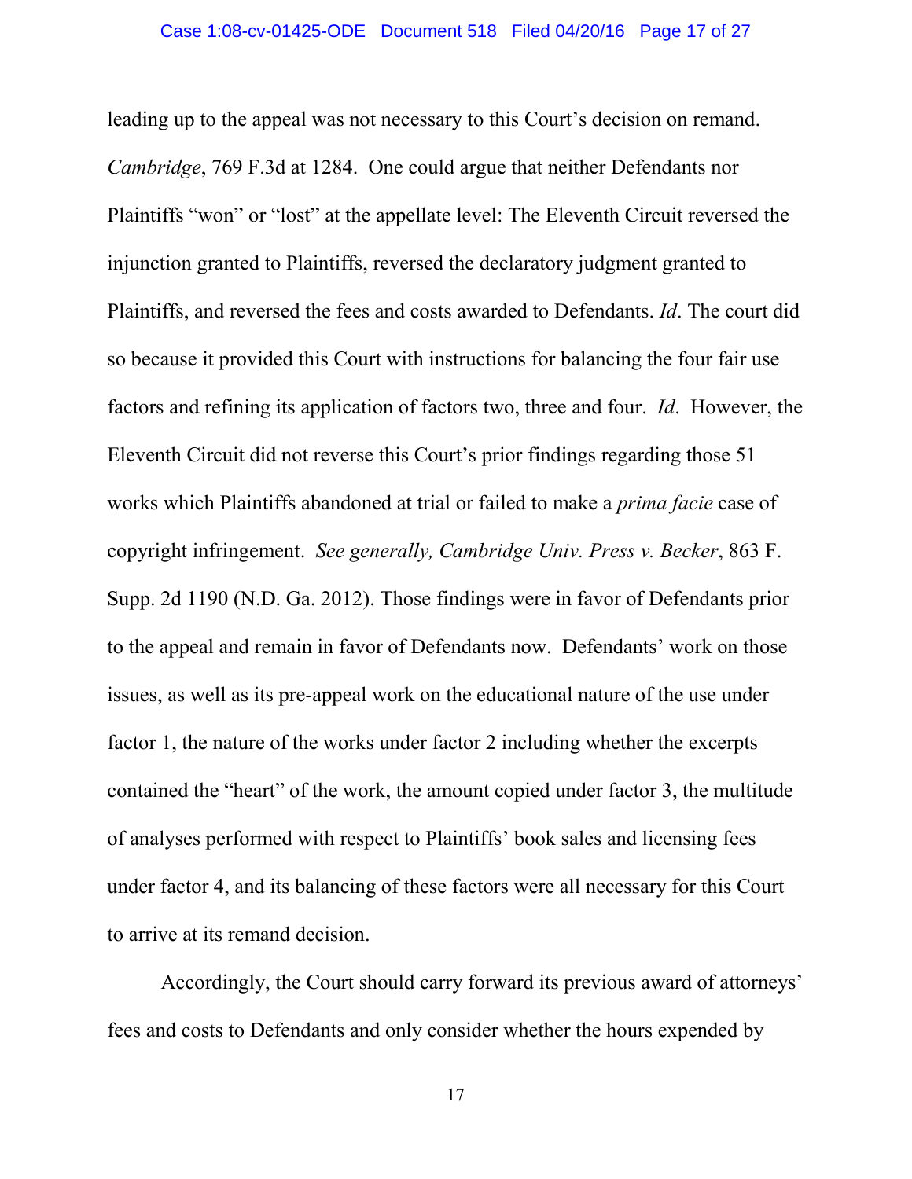leading up to the appeal was not necessary to this Court's decision on remand. *Cambridge*, 769 F.3d at 1284. One could argue that neither Defendants nor Plaintiffs "won" or "lost" at the appellate level: The Eleventh Circuit reversed the injunction granted to Plaintiffs, reversed the declaratory judgment granted to Plaintiffs, and reversed the fees and costs awarded to Defendants. *Id*. The court did so because it provided this Court with instructions for balancing the four fair use factors and refining its application of factors two, three and four. *Id*. However, the Eleventh Circuit did not reverse this Court's prior findings regarding those 51 works which Plaintiffs abandoned at trial or failed to make a *prima facie* case of copyright infringement. *See generally, Cambridge Univ. Press v. Becker*, 863 F. Supp. 2d 1190 (N.D. Ga. 2012). Those findings were in favor of Defendants prior to the appeal and remain in favor of Defendants now. Defendants' work on those issues, as well as its pre-appeal work on the educational nature of the use under factor 1, the nature of the works under factor 2 including whether the excerpts contained the "heart" of the work, the amount copied under factor 3, the multitude of analyses performed with respect to Plaintiffs' book sales and licensing fees under factor 4, and its balancing of these factors were all necessary for this Court to arrive at its remand decision.

Accordingly, the Court should carry forward its previous award of attorneys' fees and costs to Defendants and only consider whether the hours expended by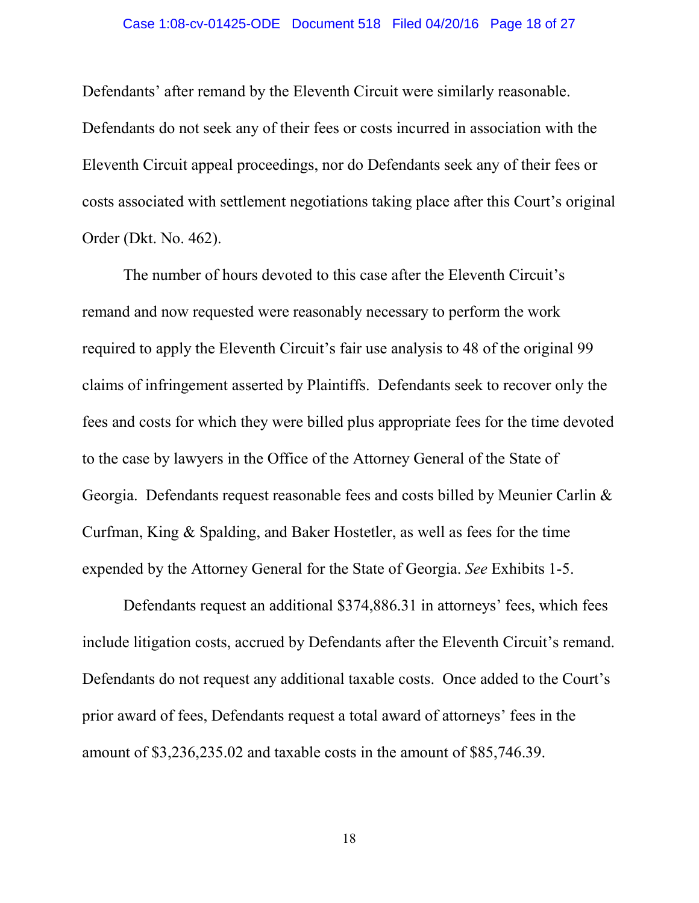Defendants' after remand by the Eleventh Circuit were similarly reasonable. Defendants do not seek any of their fees or costs incurred in association with the Eleventh Circuit appeal proceedings, nor do Defendants seek any of their fees or costs associated with settlement negotiations taking place after this Court's original Order (Dkt. No. 462).

The number of hours devoted to this case after the Eleventh Circuit's remand and now requested were reasonably necessary to perform the work required to apply the Eleventh Circuit's fair use analysis to 48 of the original 99 claims of infringement asserted by Plaintiffs. Defendants seek to recover only the fees and costs for which they were billed plus appropriate fees for the time devoted to the case by lawyers in the Office of the Attorney General of the State of Georgia. Defendants request reasonable fees and costs billed by Meunier Carlin & Curfman, King & Spalding, and Baker Hostetler, as well as fees for the time expended by the Attorney General for the State of Georgia. *See* Exhibits 1-5.

Defendants request an additional $374,886.31 in attorneys' fees, which fees include litigation costs, accrued by Defendants after the Eleventh Circuit's remand. Defendants do not request any additional taxable costs. Once added to the Court's prior award of fees, Defendants request a total award of attorneys' fees in the amount of $3,236,235.02 and taxable costs in the amount of $85,746.39.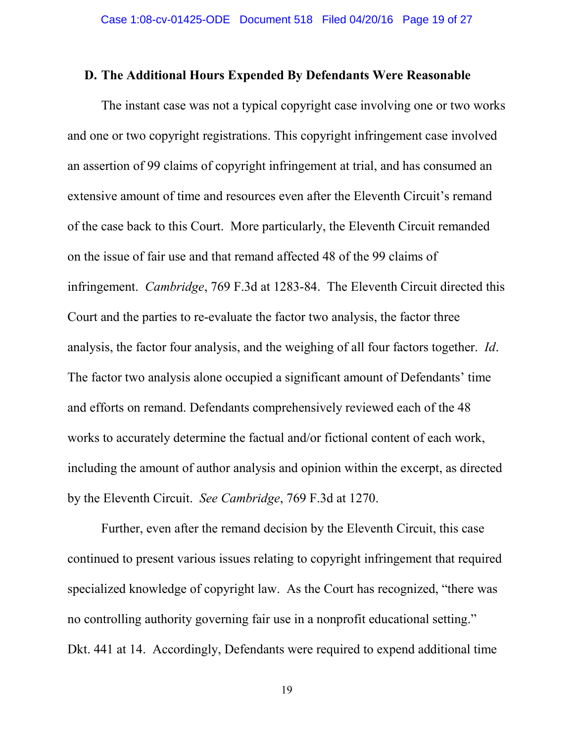### D. The Additional Hours Expended By Defendants Were Reasonable

The instant case was not a typical copyright case involving one or two works and one or two copyright registrations. This copyright infringement case involved an assertion of 99 claims of copyright infringement at trial, and has consumed an extensive amount of time and resources even after the Eleventh Circuit's remand of the case back to this Court. More particularly, the Eleventh Circuit remanded on the issue of fair use and that remand affected 48 of the 99 claims of infringement. *Cambridge*, 769 F.3d at 1283-84. The Eleventh Circuit directed this Court and the parties to re-evaluate the factor two analysis, the factor three analysis, the factor four analysis, and the weighing of all four factors together. *Id*. The factor two analysis alone occupied a significant amount of Defendants' time and efforts on remand. Defendants comprehensively reviewed each of the 48 works to accurately determine the factual and/or fictional content of each work, including the amount of author analysis and opinion within the excerpt, as directed by the Eleventh Circuit. *See Cambridge*, 769 F.3d at 1270.

Further, even after the remand decision by the Eleventh Circuit, this case continued to present various issues relating to copyright infringement that required specialized knowledge of copyright law. As the Court has recognized, "there was no controlling authority governing fair use in a nonprofit educational setting." Dkt. 441 at 14. Accordingly, Defendants were required to expend additional time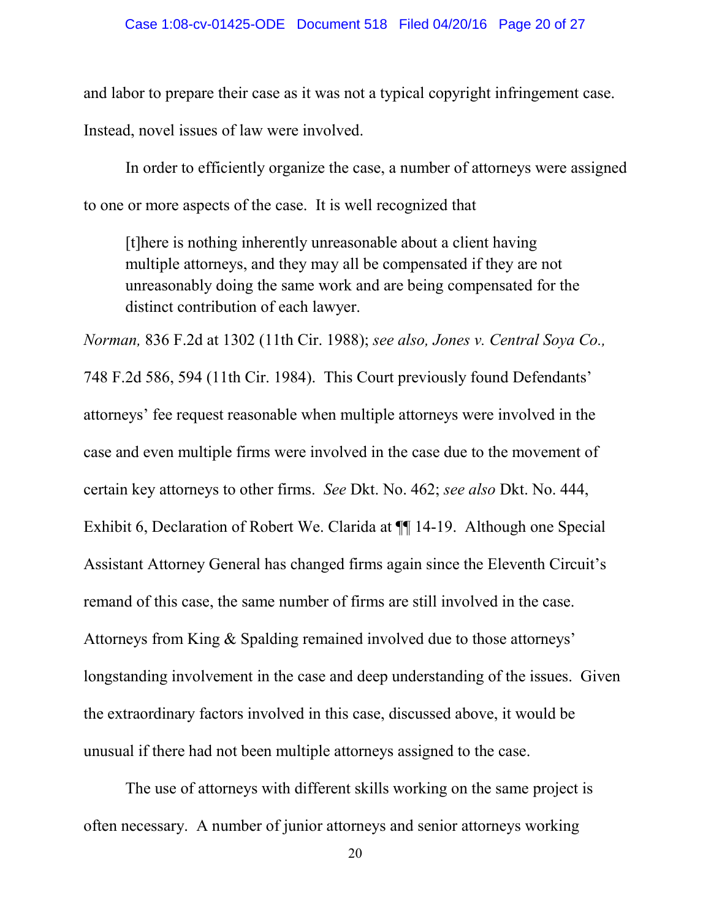and labor to prepare their case as it was not a typical copyright infringement case. Instead, novel issues of law were involved.

In order to efficiently organize the case, a number of attorneys were assigned to one or more aspects of the case. It is well recognized that

> [t]here is nothing inherently unreasonable about a client having multiple attorneys, and they may all be compensated if they are not unreasonably doing the same work and are being compensated for the distinct contribution of each lawyer.

*Norman,* 836 F.2d at 1302 (11th Cir. 1988); *see also, Jones v. Central Soya Co.,* 748 F.2d 586, 594 (11th Cir. 1984). This Court previously found Defendants' attorneys' fee request reasonable when multiple attorneys were involved in the case and even multiple firms were involved in the case due to the movement of certain key attorneys to other firms. *See* Dkt. No. 462; *see also* Dkt. No. 444, Exhibit 6, Declaration of Robert We. Clarida at ¶¶ 14-19. Although one Special Assistant Attorney General has changed firms again since the Eleventh Circuit's remand of this case, the same number of firms are still involved in the case. Attorneys from King & Spalding remained involved due to those attorneys' longstanding involvement in the case and deep understanding of the issues. Given the extraordinary factors involved in this case, discussed above, it would be unusual if there had not been multiple attorneys assigned to the case.

The use of attorneys with different skills working on the same project is often necessary. A number of junior attorneys and senior attorneys working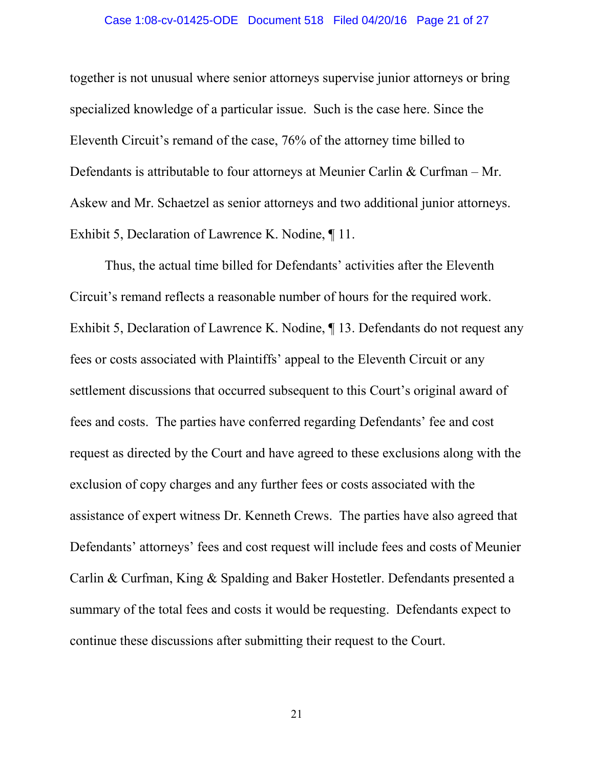together is not unusual where senior attorneys supervise junior attorneys or bring specialized knowledge of a particular issue. Such is the case here. Since the Eleventh Circuit's remand of the case, 76% of the attorney time billed to Defendants is attributable to four attorneys at Meunier Carlin & Curfman – Mr. Askew and Mr. Schaetzel as senior attorneys and two additional junior attorneys. Exhibit 5, Declaration of Lawrence K. Nodine, ¶ 11.

Thus, the actual time billed for Defendants' activities after the Eleventh Circuit's remand reflects a reasonable number of hours for the required work. Exhibit 5, Declaration of Lawrence K. Nodine, ¶ 13. Defendants do not request any fees or costs associated with Plaintiffs' appeal to the Eleventh Circuit or any settlement discussions that occurred subsequent to this Court's original award of fees and costs. The parties have conferred regarding Defendants' fee and cost request as directed by the Court and have agreed to these exclusions along with the exclusion of copy charges and any further fees or costs associated with the assistance of expert witness Dr. Kenneth Crews. The parties have also agreed that Defendants' attorneys' fees and cost request will include fees and costs of Meunier Carlin & Curfman, King & Spalding and Baker Hostetler. Defendants presented a summary of the total fees and costs it would be requesting. Defendants expect to continue these discussions after submitting their request to the Court.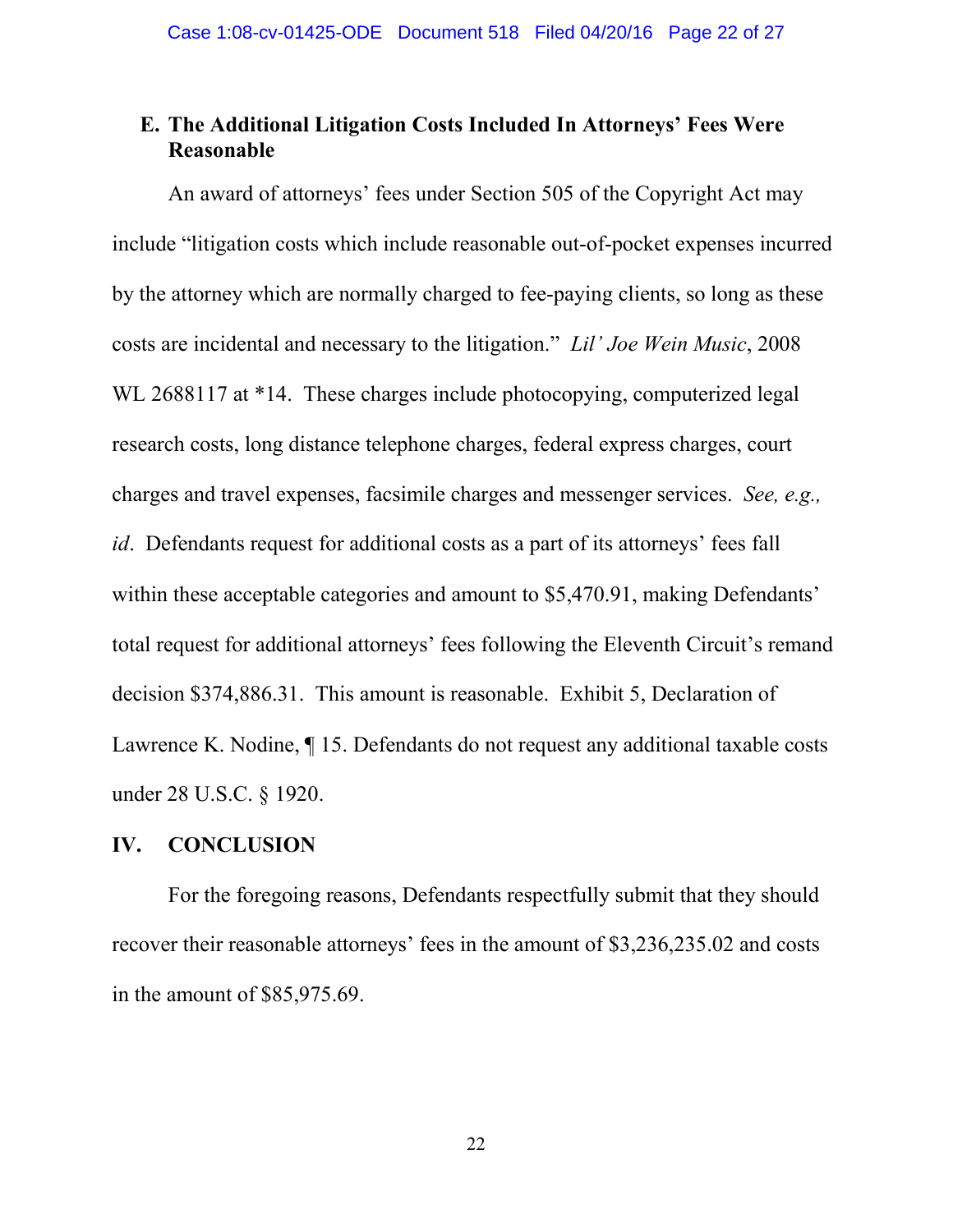### E. The Additional Litigation Costs Included In Attorneys' Fees Were Reasonable

An award of attorneys' fees under Section 505 of the Copyright Act may include "litigation costs which include reasonable out-of-pocket expenses incurred by the attorney which are normally charged to fee-paying clients, so long as these costs are incidental and necessary to the litigation." *Lil' Joe Wein Music*, 2008 WL 2688117 at *14. These charges include photocopying, computerized legal research costs, long distance telephone charges, federal express charges, court charges and travel expenses, facsimile charges and messenger services. *See, e.g., id*. Defendants request for additional costs as a part of its attorneys' fees fall within these acceptable categories and amount to $5,470.91, making Defendants' total request for additional attorneys' fees following the Eleventh Circuit's remand decision $374,886.31. This amount is reasonable. Exhibit 5, Declaration of Lawrence K. Nodine, ¶ 15. Defendants do not request any additional taxable costs under 28 U.S.C. § 1920.

## IV. CONCLUSION

For the foregoing reasons, Defendants respectfully submit that they should recover their reasonable attorneys' fees in the amount of $3,236,235.02 and costs in the amount of $85,975.69.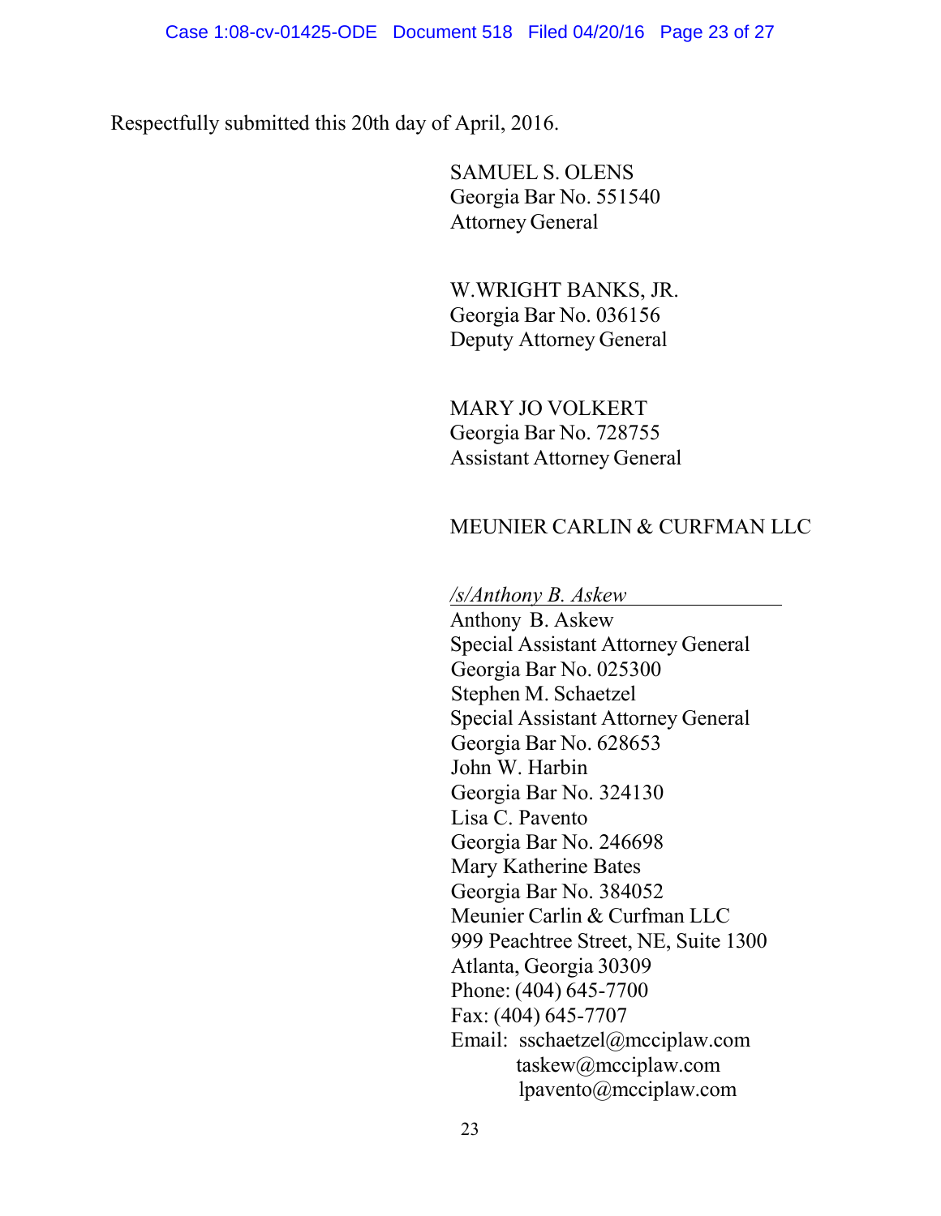Respectfully submitted this 20th day of April, 2016.

SAMUEL S. OLENS
Georgia Bar No. 551540
Attorney General

W.WRIGHT BANKS, JR.
Georgia Bar No. 036156
Deputy Attorney General

MARY JO VOLKERT
Georgia Bar No. 728755
Assistant Attorney General

MEUNIER CARLIN & CURFMAN LLC

*/s/Anthony B. Askew*
Anthony B. Askew
Special Assistant Attorney General
Georgia Bar No. 025300
Stephen M. Schaetzel
Special Assistant Attorney General
Georgia Bar No. 628653
John W. Harbin
Georgia Bar No. 324130
Lisa C. Pavento
Georgia Bar No. 246698
Mary Katherine Bates
Georgia Bar No. 384052
Meunier Carlin & Curfman LLC
999 Peachtree Street, NE, Suite 1300
Atlanta, Georgia 30309
Phone: (404) 645-7700
Fax: (404) 645-7707
Email: sschaetzel@mcciplaw.com
taskew@mcciplaw.com
lpavento@mcciplaw.com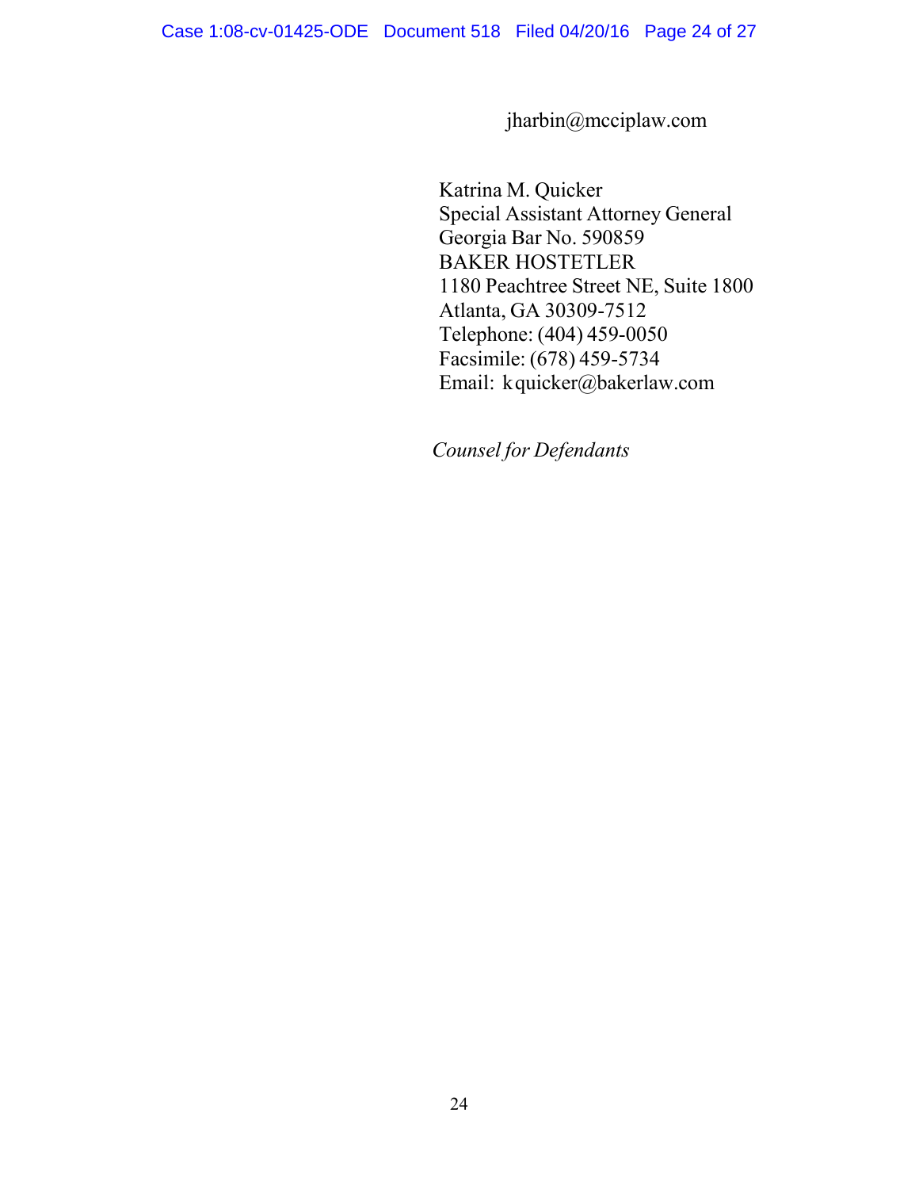jharbin@mcciplaw.com

Katrina M. Quicker
Special Assistant Attorney General
Georgia Bar No. 590859
BAKER HOSTETLER
1180 Peachtree Street NE, Suite 1800
Atlanta, GA 30309-7512
Telephone: (404) 459-0050
Facsimile: (678) 459-5734
Email: kquicker@bakerlaw.com

*Counsel for Defendants*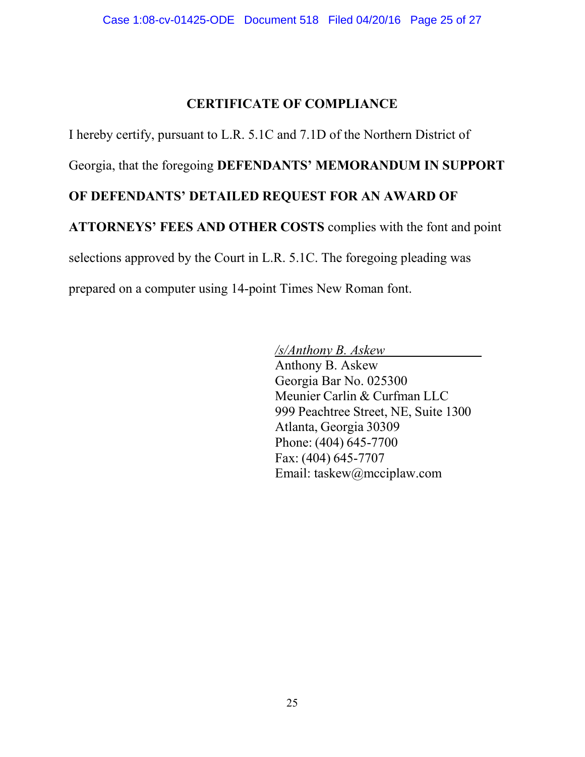## CERTIFICATE OF COMPLIANCE

I hereby certify, pursuant to L.R. 5.1C and 7.1D of the Northern District of Georgia, that the foregoing **DEFENDANTS' MEMORANDUM IN SUPPORT OF DEFENDANTS' DETAILED REQUEST FOR AN AWARD OF ATTORNEYS' FEES AND OTHER COSTS** complies with the font and point selections approved by the Court in L.R. 5.1C. The foregoing pleading was prepared on a computer using 14-point Times New Roman font.

*/s/Anthony B. Askew*
Anthony B. Askew
Georgia Bar No. 025300
Meunier Carlin & Curfman LLC
999 Peachtree Street, NE, Suite 1300
Atlanta, Georgia 30309
Phone: (404) 645-7700
Fax: (404) 645-7707
Email: taskew@mcciplaw.com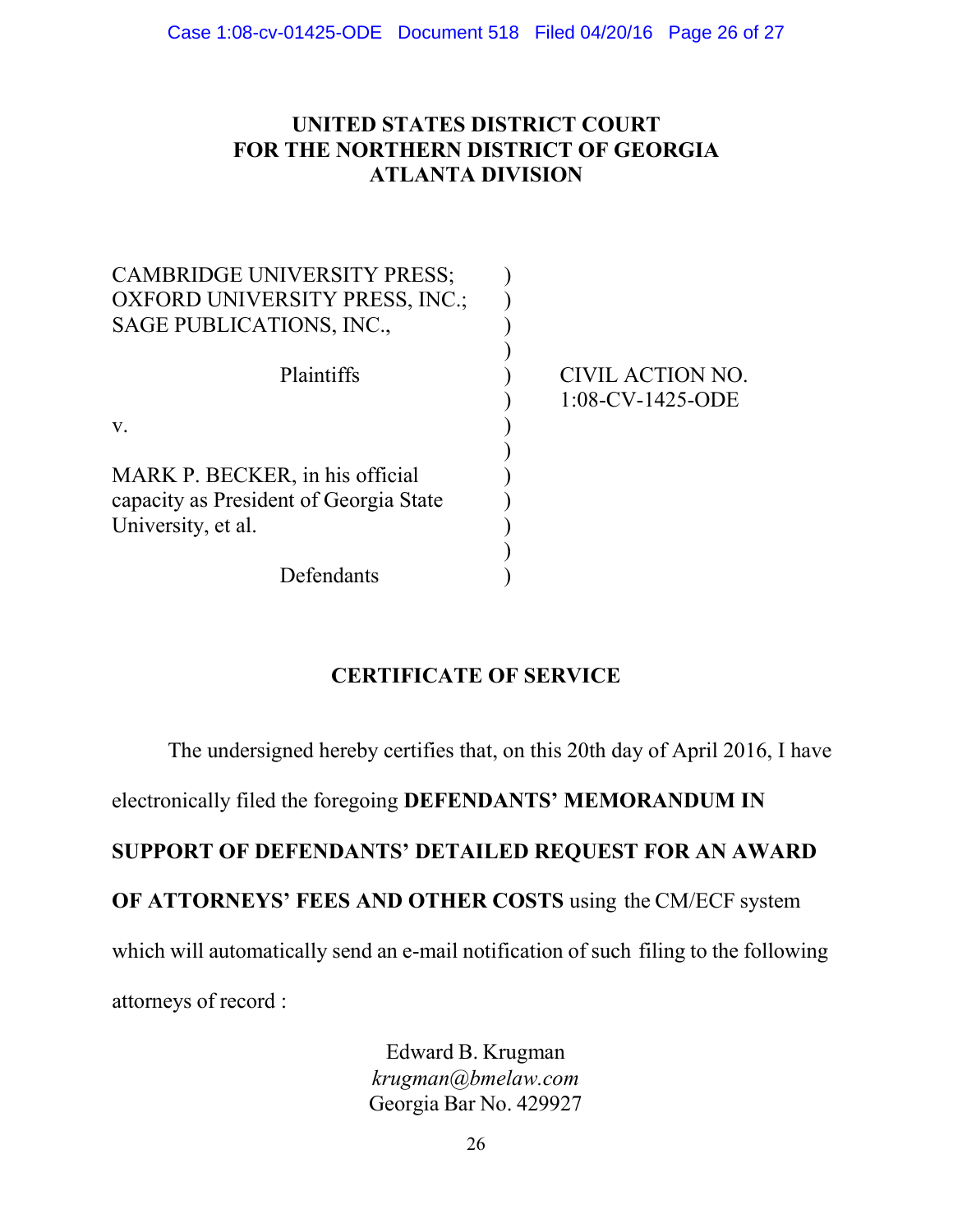**UNITED STATES DISTRICT COURT**
**FOR THE NORTHERN DISTRICT OF GEORGIA**
**ATLANTA DIVISION**

| | | |
|---|---|---|
| CAMBRIDGE UNIVERSITY PRESS; OXFORD UNIVERSITY PRESS, INC.; SAGE PUBLICATIONS, INC., | ) | |
| Plaintiffs | ) | CIVIL ACTION NO. 1:08-CV-1425-ODE |
| v. | ) | |
| MARK P. BECKER, in his official capacity as President of Georgia State University, et al. | ) | |
| Defendants | ) | |

## CERTIFICATE OF SERVICE

The undersigned hereby certifies that, on this 20th day of April 2016, I have electronically filed the foregoing **DEFENDANTS' MEMORANDUM IN SUPPORT OF DEFENDANTS' DETAILED REQUEST FOR AN AWARD OF ATTORNEYS' FEES AND OTHER COSTS** using the CM/ECF system which will automatically send an e-mail notification of such filing to the following attorneys of record :

Edward B. Krugman
*krugman@bmelaw.com*
Georgia Bar No. 429927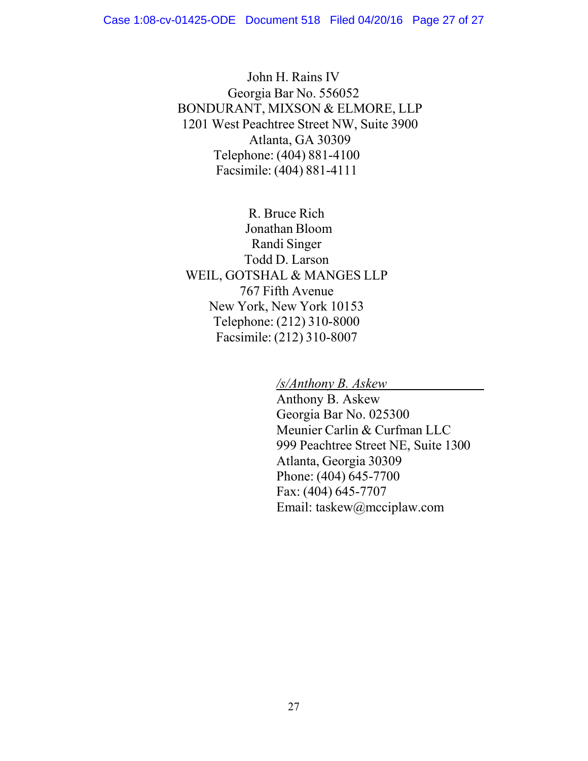John H. Rains IV  
Georgia Bar No. 556052  
BONDURANT, MIXSON & ELMORE, LLP  
1201 West Peachtree Street NW, Suite 3900  
Atlanta, GA 30309  
Telephone: (404) 881-4100  
Facsimile: (404) 881-4111

R. Bruce Rich  
Jonathan Bloom  
Randi Singer  
Todd D. Larson  
WEIL, GOTSHAL & MANGES LLP  
767 Fifth Avenue  
New York, New York 10153  
Telephone: (212) 310-8000  
Facsimile: (212) 310-8007

*/s/Anthony B. Askew*  
Anthony B. Askew  
Georgia Bar No. 025300  
Meunier Carlin & Curfman LLC  
999 Peachtree Street NE, Suite 1300  
Atlanta, Georgia 30309  
Phone: (404) 645-7700  
Fax: (404) 645-7707  
Email: taskew@mcciplaw.com